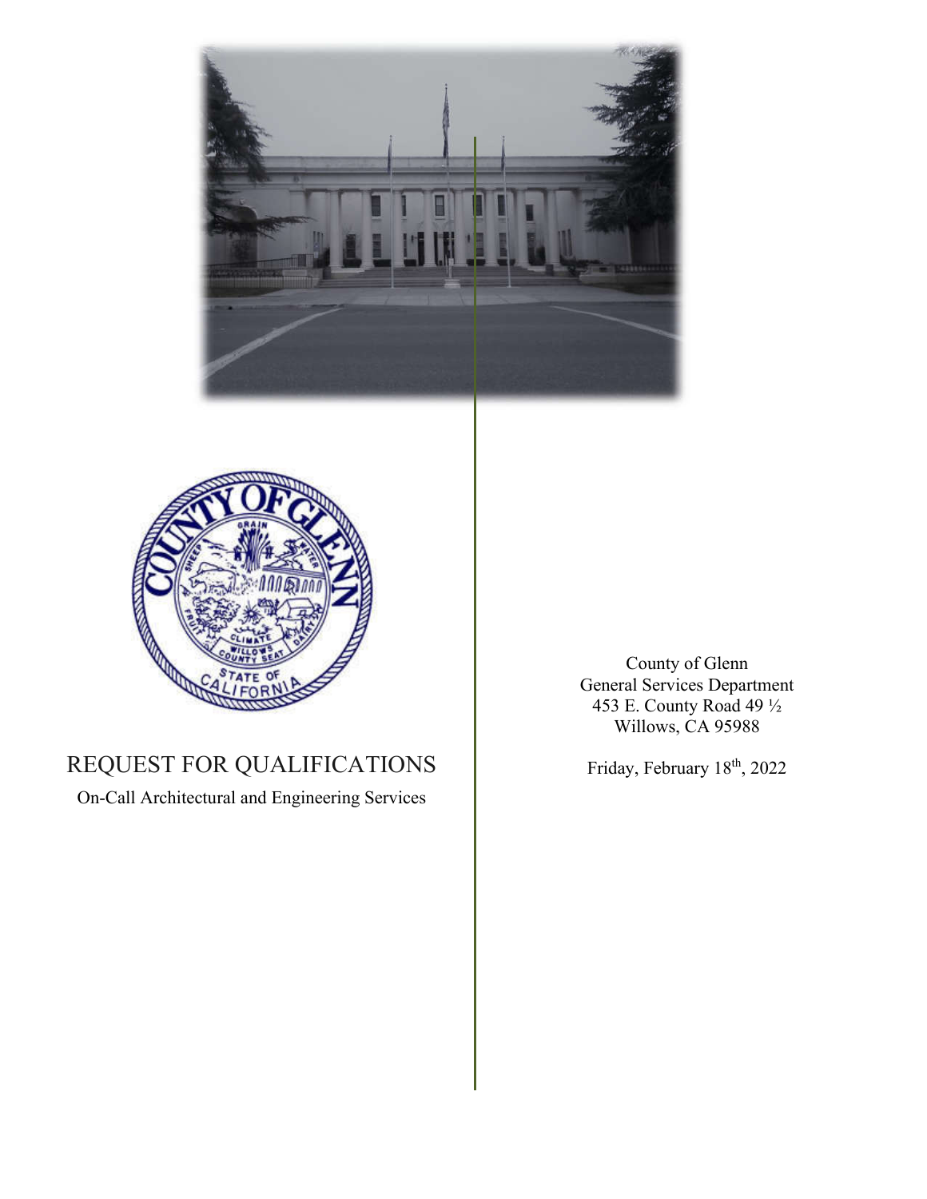# REQUEST FOR QUALIFICATIONS

On-Call Architectural and Engineering Services

County of Glenn
General Services Department
453 E. County Road 49 ½
Willows, CA 95988

Friday, February 18th, 2022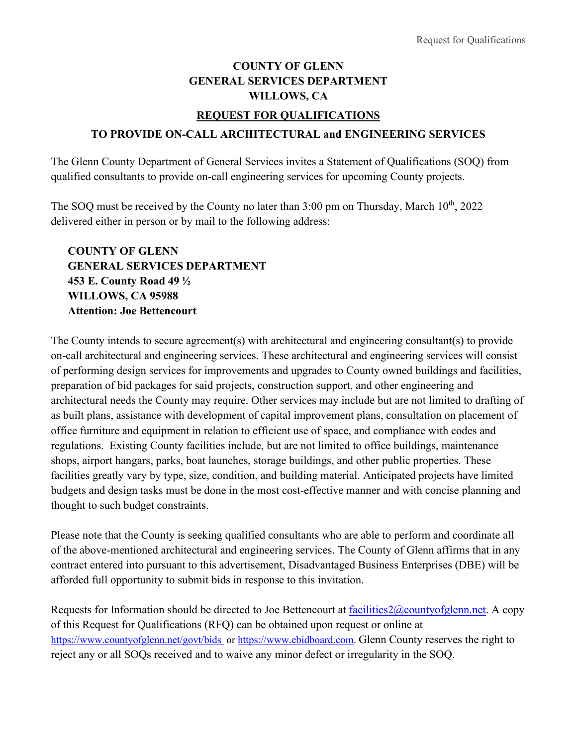**COUNTY OF GLENN**
**GENERAL SERVICES DEPARTMENT**
**WILLOWS, CA**

## REQUEST FOR QUALIFICATIONS

### TO PROVIDE ON-CALL ARCHITECTURAL and ENGINEERING SERVICES

The Glenn County Department of General Services invites a Statement of Qualifications (SOQ) from qualified consultants to provide on-call engineering services for upcoming County projects.

The SOQ must be received by the County no later than 3:00 pm on Thursday, March 10th, 2022 delivered either in person or by mail to the following address:

**COUNTY OF GLENN**
**GENERAL SERVICES DEPARTMENT**
**453 E. County Road 49 ½**
**WILLOWS, CA 95988**
**Attention: Joe Bettencourt**

The County intends to secure agreement(s) with architectural and engineering consultant(s) to provide on-call architectural and engineering services. These architectural and engineering services will consist of performing design services for improvements and upgrades to County owned buildings and facilities, preparation of bid packages for said projects, construction support, and other engineering and architectural needs the County may require. Other services may include but are not limited to drafting of as built plans, assistance with development of capital improvement plans, consultation on placement of office furniture and equipment in relation to efficient use of space, and compliance with codes and regulations. Existing County facilities include, but are not limited to office buildings, maintenance shops, airport hangars, parks, boat launches, storage buildings, and other public properties. These facilities greatly vary by type, size, condition, and building material. Anticipated projects have limited budgets and design tasks must be done in the most cost-effective manner and with concise planning and thought to such budget constraints.

Please note that the County is seeking qualified consultants who are able to perform and coordinate all of the above-mentioned architectural and engineering services. The County of Glenn affirms that in any contract entered into pursuant to this advertisement, Disadvantaged Business Enterprises (DBE) will be afforded full opportunity to submit bids in response to this invitation.

Requests for Information should be directed to Joe Bettencourt at facilities2@countyofglenn.net. A copy of this Request for Qualifications (RFQ) can be obtained upon request or online at https://www.countyofglenn.net/govt/bids or https://www.ebidboard.com. Glenn County reserves the right to reject any or all SOQs received and to waive any minor defect or irregularity in the SOQ.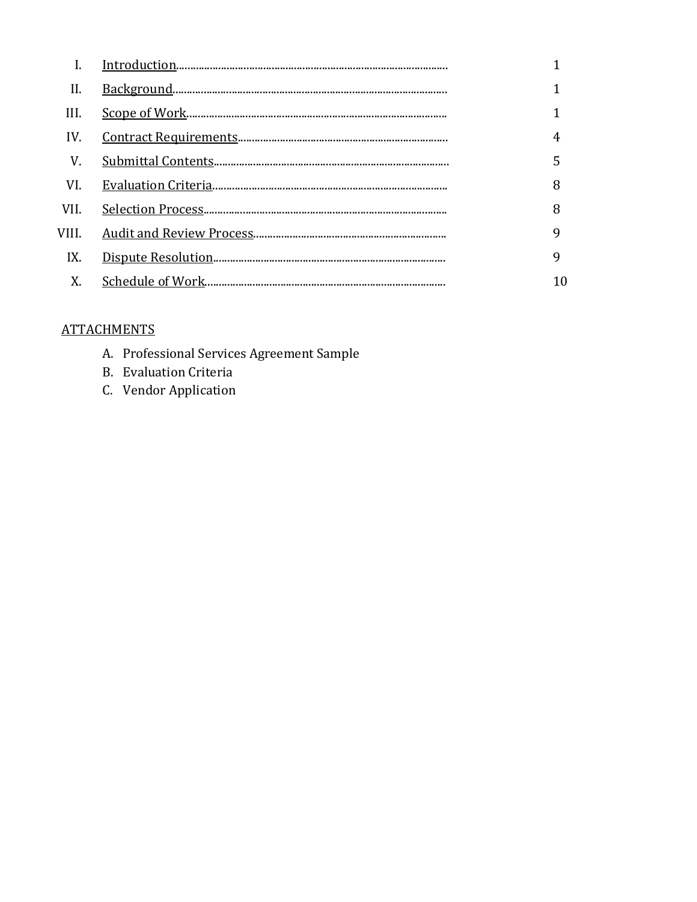| | | |
|---|---|---|
| I. | Introduction | 1 |
| II. | Background | 1 |
| III. | Scope of Work | 1 |
| IV. | Contract Requirements | 4 |
| V. | Submittal Contents | 5 |
| VI. | Evaluation Criteria | 8 |
| VII. | Selection Process | 8 |
| VIII. | Audit and Review Process | 9 |
| IX. | Dispute Resolution | 9 |
| X. | Schedule of Work | 10 |

ATTACHMENTS

A. Professional Services Agreement Sample
B. Evaluation Criteria
C. Vendor Application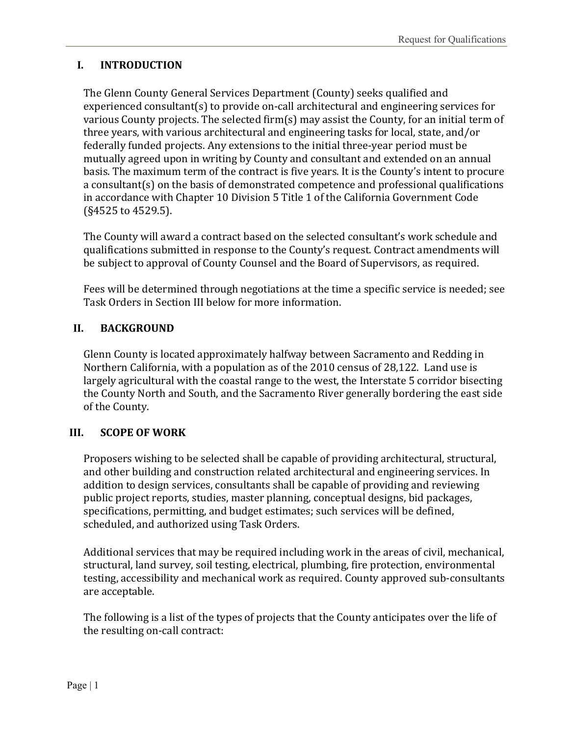## I. INTRODUCTION

The Glenn County General Services Department (County) seeks qualified and experienced consultant(s) to provide on-call architectural and engineering services for various County projects. The selected firm(s) may assist the County, for an initial term of three years, with various architectural and engineering tasks for local, state, and/or federally funded projects. Any extensions to the initial three-year period must be mutually agreed upon in writing by County and consultant and extended on an annual basis. The maximum term of the contract is five years. It is the County's intent to procure a consultant(s) on the basis of demonstrated competence and professional qualifications in accordance with Chapter 10 Division 5 Title 1 of the California Government Code (§4525 to 4529.5).

The County will award a contract based on the selected consultant's work schedule and qualifications submitted in response to the County's request. Contract amendments will be subject to approval of County Counsel and the Board of Supervisors, as required.

Fees will be determined through negotiations at the time a specific service is needed; see Task Orders in Section III below for more information.

## II. BACKGROUND

Glenn County is located approximately halfway between Sacramento and Redding in Northern California, with a population as of the 2010 census of 28,122. Land use is largely agricultural with the coastal range to the west, the Interstate 5 corridor bisecting the County North and South, and the Sacramento River generally bordering the east side of the County.

## III. SCOPE OF WORK

Proposers wishing to be selected shall be capable of providing architectural, structural, and other building and construction related architectural and engineering services. In addition to design services, consultants shall be capable of providing and reviewing public project reports, studies, master planning, conceptual designs, bid packages, specifications, permitting, and budget estimates; such services will be defined, scheduled, and authorized using Task Orders.

Additional services that may be required including work in the areas of civil, mechanical, structural, land survey, soil testing, electrical, plumbing, fire protection, environmental testing, accessibility and mechanical work as required. County approved sub-consultants are acceptable.

The following is a list of the types of projects that the County anticipates over the life of the resulting on-call contract: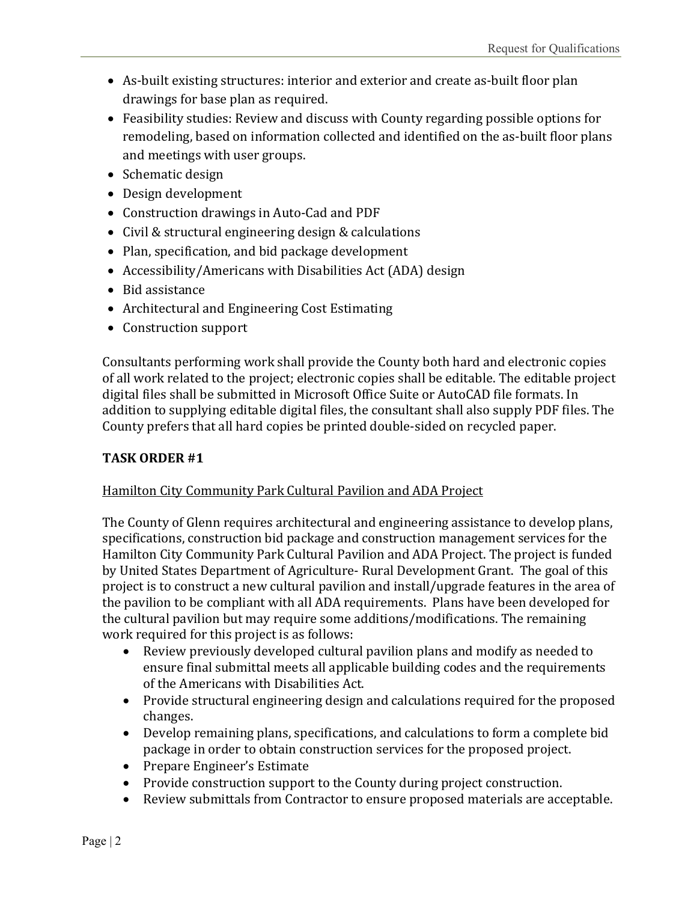- As-built existing structures: interior and exterior and create as-built floor plan drawings for base plan as required.
- Feasibility studies: Review and discuss with County regarding possible options for remodeling, based on information collected and identified on the as-built floor plans and meetings with user groups.
- Schematic design
- Design development
- Construction drawings in Auto-Cad and PDF
- Civil & structural engineering design & calculations
- Plan, specification, and bid package development
- Accessibility/Americans with Disabilities Act (ADA) design
- Bid assistance
- Architectural and Engineering Cost Estimating
- Construction support

Consultants performing work shall provide the County both hard and electronic copies of all work related to the project; electronic copies shall be editable. The editable project digital files shall be submitted in Microsoft Office Suite or AutoCAD file formats. In addition to supplying editable digital files, the consultant shall also supply PDF files. The County prefers that all hard copies be printed double-sided on recycled paper.

**TASK ORDER #1**

Hamilton City Community Park Cultural Pavilion and ADA Project

The County of Glenn requires architectural and engineering assistance to develop plans, specifications, construction bid package and construction management services for the Hamilton City Community Park Cultural Pavilion and ADA Project. The project is funded by United States Department of Agriculture- Rural Development Grant. The goal of this project is to construct a new cultural pavilion and install/upgrade features in the area of the pavilion to be compliant with all ADA requirements. Plans have been developed for the cultural pavilion but may require some additions/modifications. The remaining work required for this project is as follows:

- Review previously developed cultural pavilion plans and modify as needed to ensure final submittal meets all applicable building codes and the requirements of the Americans with Disabilities Act.
- Provide structural engineering design and calculations required for the proposed changes.
- Develop remaining plans, specifications, and calculations to form a complete bid package in order to obtain construction services for the proposed project.
- Prepare Engineer's Estimate
- Provide construction support to the County during project construction.
- Review submittals from Contractor to ensure proposed materials are acceptable.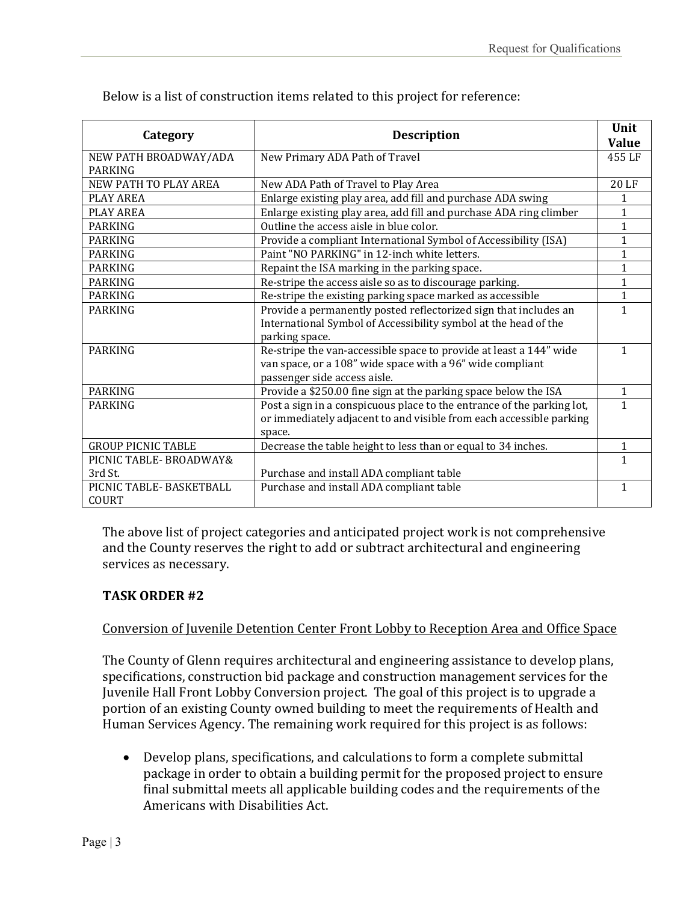Below is a list of construction items related to this project for reference:

| Category | Description | Unit Value |
|---|---|---|
| NEW PATH BROADWAY/ADA PARKING | New Primary ADA Path of Travel | 455 LF |
| NEW PATH TO PLAY AREA | New ADA Path of Travel to Play Area | 20 LF |
| PLAY AREA | Enlarge existing play area, add fill and purchase ADA swing | 1 |
| PLAY AREA | Enlarge existing play area, add fill and purchase ADA ring climber | 1 |
| PARKING | Outline the access aisle in blue color. | 1 |
| PARKING | Provide a compliant International Symbol of Accessibility (ISA) | 1 |
| PARKING | Paint "NO PARKING" in 12-inch white letters. | 1 |
| PARKING | Repaint the ISA marking in the parking space. | 1 |
| PARKING | Re-stripe the access aisle so as to discourage parking. | 1 |
| PARKING | Re-stripe the existing parking space marked as accessible | 1 |
| PARKING | Provide a permanently posted reflectorized sign that includes an International Symbol of Accessibility symbol at the head of the parking space. | 1 |
| PARKING | Re-stripe the van-accessible space to provide at least a 144" wide van space, or a 108" wide space with a 96" wide compliant passenger side access aisle. | 1 |
| PARKING | Provide a $250.00 fine sign at the parking space below the ISA | 1 |
| PARKING | Post a sign in a conspicuous place to the entrance of the parking lot, or immediately adjacent to and visible from each accessible parking space. | 1 |
| GROUP PICNIC TABLE | Decrease the table height to less than or equal to 34 inches. | 1 |
| PICNIC TABLE- BROADWAY& 3rd St. | Purchase and install ADA compliant table | 1 |
| PICNIC TABLE- BASKETBALL COURT | Purchase and install ADA compliant table | 1 |

The above list of project categories and anticipated project work is not comprehensive and the County reserves the right to add or subtract architectural and engineering services as necessary.

**TASK ORDER #2**

Conversion of Juvenile Detention Center Front Lobby to Reception Area and Office Space

The County of Glenn requires architectural and engineering assistance to develop plans, specifications, construction bid package and construction management services for the Juvenile Hall Front Lobby Conversion project. The goal of this project is to upgrade a portion of an existing County owned building to meet the requirements of Health and Human Services Agency. The remaining work required for this project is as follows:

- Develop plans, specifications, and calculations to form a complete submittal package in order to obtain a building permit for the proposed project to ensure final submittal meets all applicable building codes and the requirements of the Americans with Disabilities Act.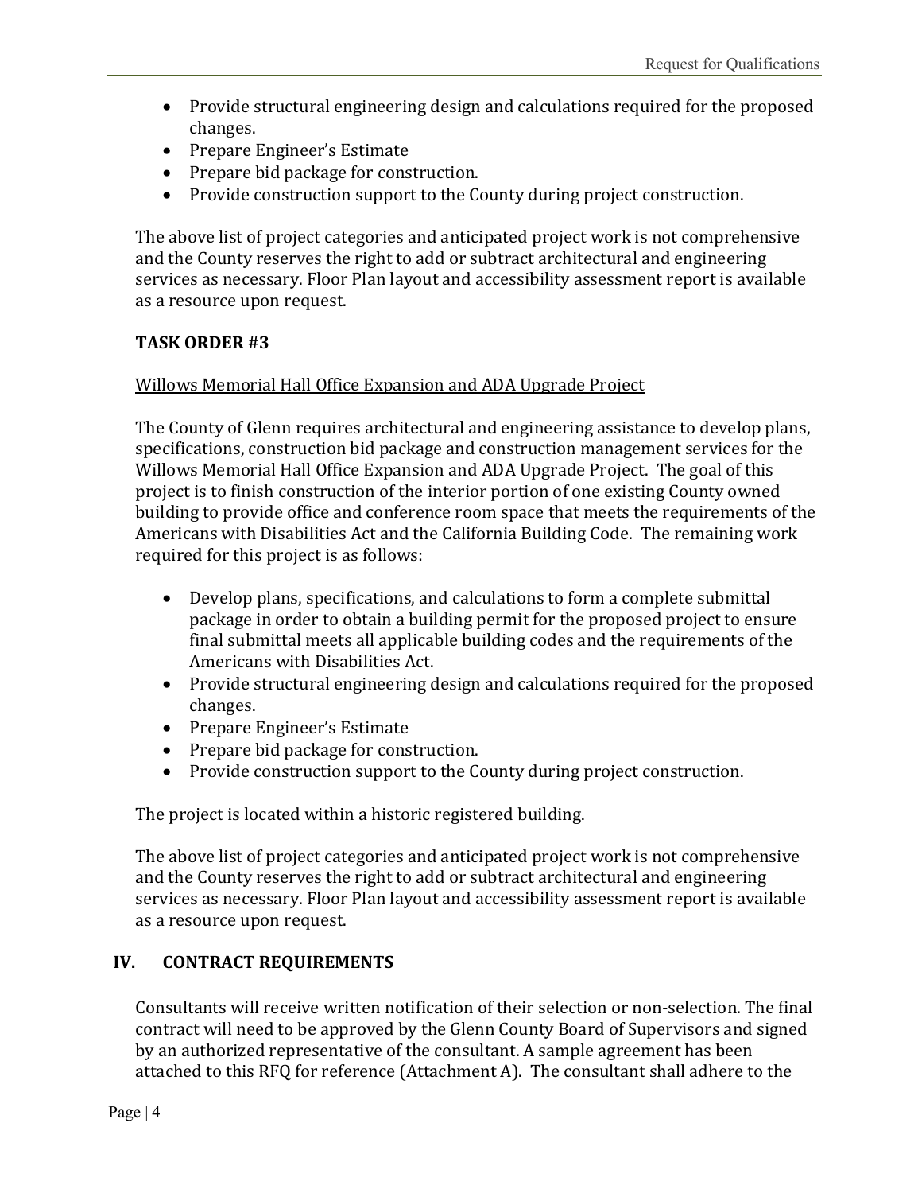- Provide structural engineering design and calculations required for the proposed changes.
- Prepare Engineer's Estimate
- Prepare bid package for construction.
- Provide construction support to the County during project construction.

The above list of project categories and anticipated project work is not comprehensive and the County reserves the right to add or subtract architectural and engineering services as necessary. Floor Plan layout and accessibility assessment report is available as a resource upon request.

**TASK ORDER #3**

Willows Memorial Hall Office Expansion and ADA Upgrade Project

The County of Glenn requires architectural and engineering assistance to develop plans, specifications, construction bid package and construction management services for the Willows Memorial Hall Office Expansion and ADA Upgrade Project. The goal of this project is to finish construction of the interior portion of one existing County owned building to provide office and conference room space that meets the requirements of the Americans with Disabilities Act and the California Building Code. The remaining work required for this project is as follows:

- Develop plans, specifications, and calculations to form a complete submittal package in order to obtain a building permit for the proposed project to ensure final submittal meets all applicable building codes and the requirements of the Americans with Disabilities Act.
- Provide structural engineering design and calculations required for the proposed changes.
- Prepare Engineer's Estimate
- Prepare bid package for construction.
- Provide construction support to the County during project construction.

The project is located within a historic registered building.

The above list of project categories and anticipated project work is not comprehensive and the County reserves the right to add or subtract architectural and engineering services as necessary. Floor Plan layout and accessibility assessment report is available as a resource upon request.

## IV. CONTRACT REQUIREMENTS

Consultants will receive written notification of their selection or non-selection. The final contract will need to be approved by the Glenn County Board of Supervisors and signed by an authorized representative of the consultant. A sample agreement has been attached to this RFQ for reference (Attachment A). The consultant shall adhere to the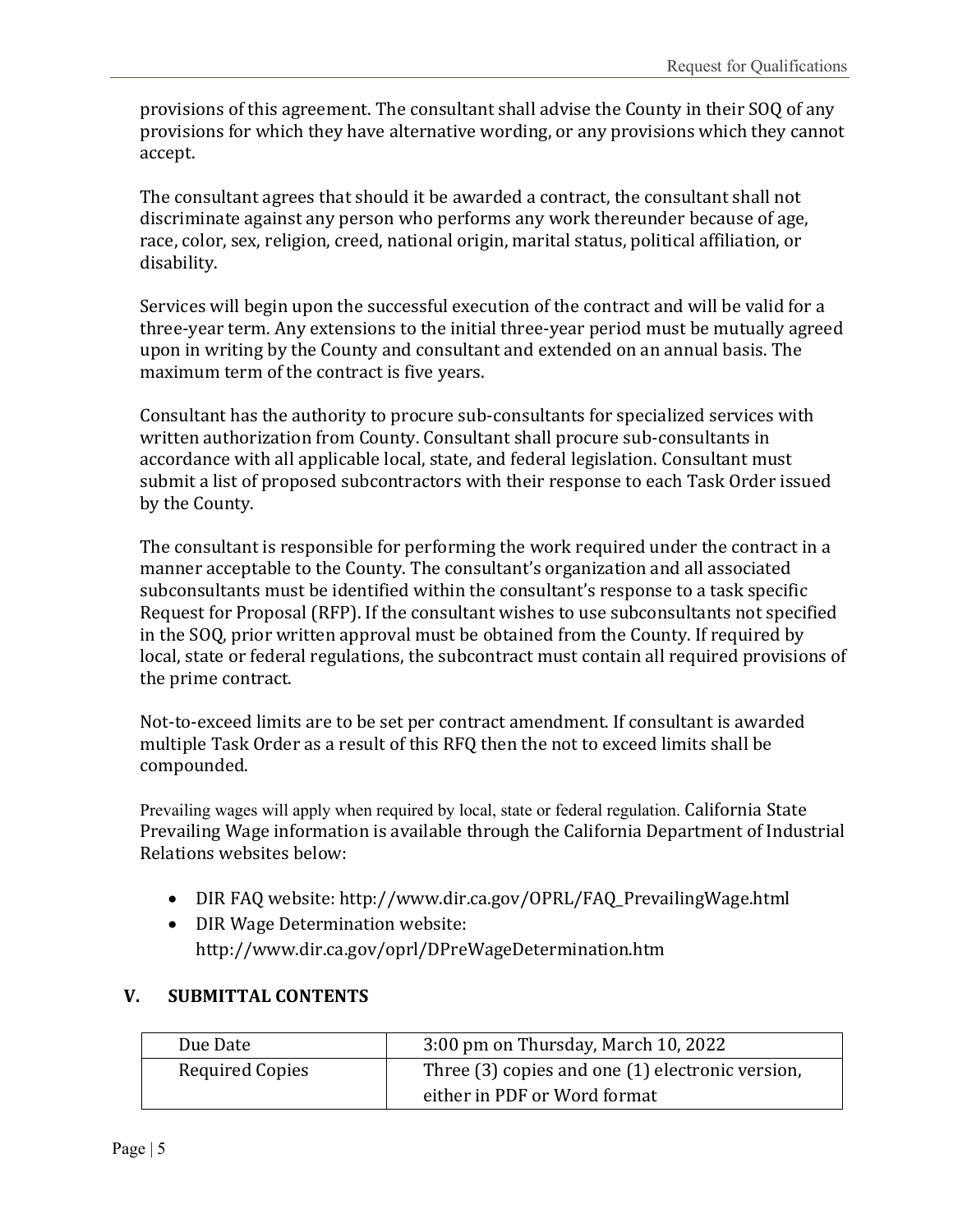provisions of this agreement. The consultant shall advise the County in their SOQ of any provisions for which they have alternative wording, or any provisions which they cannot accept.

The consultant agrees that should it be awarded a contract, the consultant shall not discriminate against any person who performs any work thereunder because of age, race, color, sex, religion, creed, national origin, marital status, political affiliation, or disability.

Services will begin upon the successful execution of the contract and will be valid for a three-year term. Any extensions to the initial three-year period must be mutually agreed upon in writing by the County and consultant and extended on an annual basis. The maximum term of the contract is five years.

Consultant has the authority to procure sub-consultants for specialized services with written authorization from County. Consultant shall procure sub-consultants in accordance with all applicable local, state, and federal legislation. Consultant must submit a list of proposed subcontractors with their response to each Task Order issued by the County.

The consultant is responsible for performing the work required under the contract in a manner acceptable to the County. The consultant's organization and all associated subconsultants must be identified within the consultant's response to a task specific Request for Proposal (RFP). If the consultant wishes to use subconsultants not specified in the SOQ, prior written approval must be obtained from the County. If required by local, state or federal regulations, the subcontract must contain all required provisions of the prime contract.

Not-to-exceed limits are to be set per contract amendment. If consultant is awarded multiple Task Order as a result of this RFQ then the not to exceed limits shall be compounded.

Prevailing wages will apply when required by local, state or federal regulation. California State Prevailing Wage information is available through the California Department of Industrial Relations websites below:

- DIR FAQ website: http://www.dir.ca.gov/OPRL/FAQ_PrevailingWage.html
- DIR Wage Determination website: http://www.dir.ca.gov/oprl/DPreWageDetermination.htm

## V. SUBMITTAL CONTENTS

| Due Date | 3:00 pm on Thursday, March 10, 2022 |
|---|---|
| Required Copies | Three (3) copies and one (1) electronic version, either in PDF or Word format |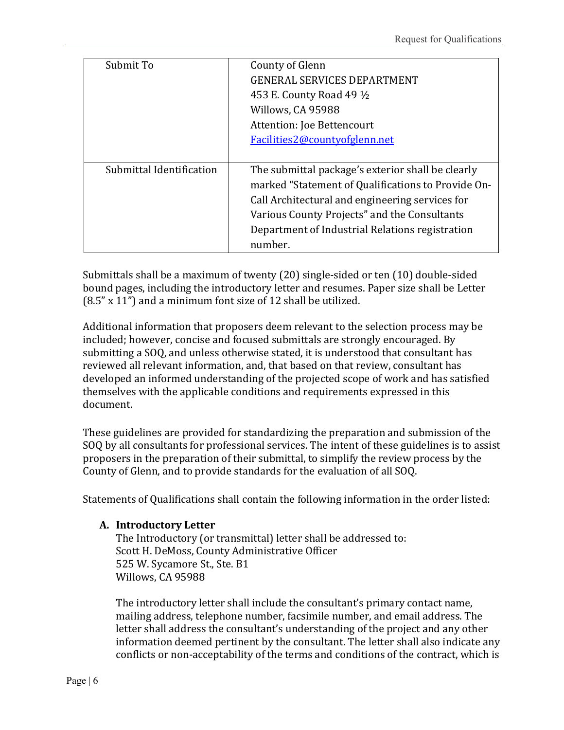| Submit To | County of Glenn<br>GENERAL SERVICES DEPARTMENT<br>453 E. County Road 49 ½<br>Willows, CA 95988<br>Attention: Joe Bettencourt<br>Facilities2@countyofglenn.net |
|---|---|
| Submittal Identification | The submittal package's exterior shall be clearly marked "Statement of Qualifications to Provide On-Call Architectural and engineering services for Various County Projects" and the Consultants Department of Industrial Relations registration number. |

Submittals shall be a maximum of twenty (20) single-sided or ten (10) double-sided bound pages, including the introductory letter and resumes. Paper size shall be Letter (8.5" x 11") and a minimum font size of 12 shall be utilized.

Additional information that proposers deem relevant to the selection process may be included; however, concise and focused submittals are strongly encouraged. By submitting a SOQ, and unless otherwise stated, it is understood that consultant has reviewed all relevant information, and, that based on that review, consultant has developed an informed understanding of the projected scope of work and has satisfied themselves with the applicable conditions and requirements expressed in this document.

These guidelines are provided for standardizing the preparation and submission of the SOQ by all consultants for professional services. The intent of these guidelines is to assist proposers in the preparation of their submittal, to simplify the review process by the County of Glenn, and to provide standards for the evaluation of all SOQ.

Statements of Qualifications shall contain the following information in the order listed:

**A. Introductory Letter**

The Introductory (or transmittal) letter shall be addressed to:
Scott H. DeMoss, County Administrative Officer
525 W. Sycamore St., Ste. B1
Willows, CA 95988

The introductory letter shall include the consultant's primary contact name, mailing address, telephone number, facsimile number, and email address. The letter shall address the consultant's understanding of the project and any other information deemed pertinent by the consultant. The letter shall also indicate any conflicts or non-acceptability of the terms and conditions of the contract, which is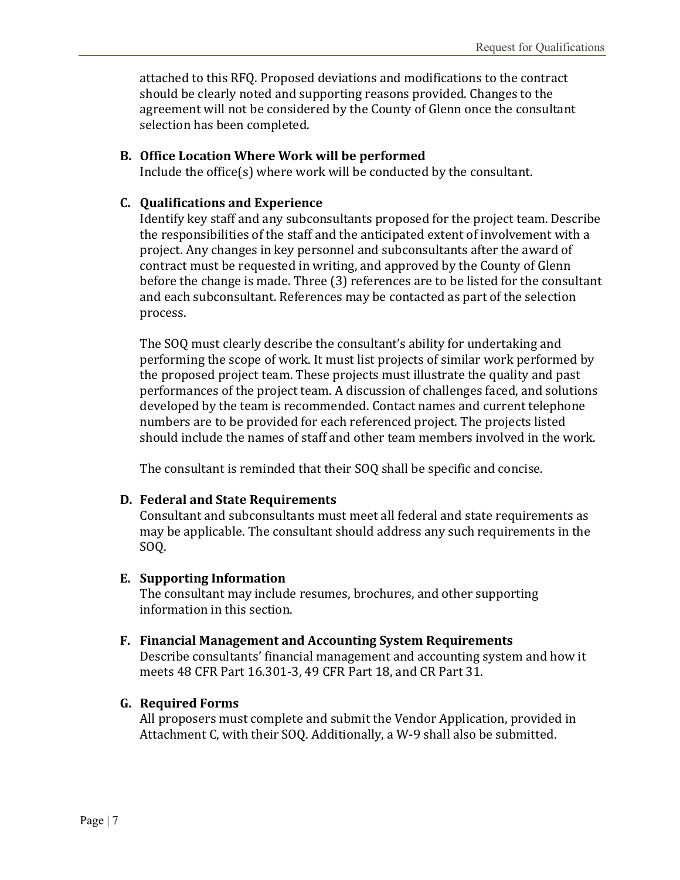attached to this RFQ. Proposed deviations and modifications to the contract should be clearly noted and supporting reasons provided. Changes to the agreement will not be considered by the County of Glenn once the consultant selection has been completed.

**B. Office Location Where Work will be performed**

Include the office(s) where work will be conducted by the consultant.

**C. Qualifications and Experience**

Identify key staff and any subconsultants proposed for the project team. Describe the responsibilities of the staff and the anticipated extent of involvement with a project. Any changes in key personnel and subconsultants after the award of contract must be requested in writing, and approved by the County of Glenn before the change is made. Three (3) references are to be listed for the consultant and each subconsultant. References may be contacted as part of the selection process.

The SOQ must clearly describe the consultant's ability for undertaking and performing the scope of work. It must list projects of similar work performed by the proposed project team. These projects must illustrate the quality and past performances of the project team. A discussion of challenges faced, and solutions developed by the team is recommended. Contact names and current telephone numbers are to be provided for each referenced project. The projects listed should include the names of staff and other team members involved in the work.

The consultant is reminded that their SOQ shall be specific and concise.

**D. Federal and State Requirements**

Consultant and subconsultants must meet all federal and state requirements as may be applicable. The consultant should address any such requirements in the SOQ.

**E. Supporting Information**

The consultant may include resumes, brochures, and other supporting information in this section.

**F. Financial Management and Accounting System Requirements**

Describe consultants' financial management and accounting system and how it meets 48 CFR Part 16.301-3, 49 CFR Part 18, and CR Part 31.

**G. Required Forms**

All proposers must complete and submit the Vendor Application, provided in Attachment C, with their SOQ. Additionally, a W-9 shall also be submitted.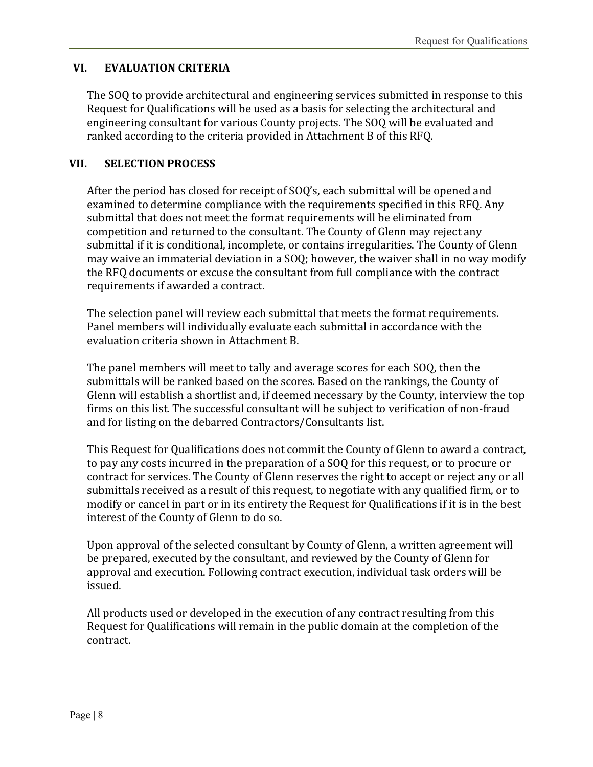## VI. EVALUATION CRITERIA

The SOQ to provide architectural and engineering services submitted in response to this Request for Qualifications will be used as a basis for selecting the architectural and engineering consultant for various County projects. The SOQ will be evaluated and ranked according to the criteria provided in Attachment B of this RFQ.

## VII. SELECTION PROCESS

After the period has closed for receipt of SOQ's, each submittal will be opened and examined to determine compliance with the requirements specified in this RFQ. Any submittal that does not meet the format requirements will be eliminated from competition and returned to the consultant. The County of Glenn may reject any submittal if it is conditional, incomplete, or contains irregularities. The County of Glenn may waive an immaterial deviation in a SOQ; however, the waiver shall in no way modify the RFQ documents or excuse the consultant from full compliance with the contract requirements if awarded a contract.

The selection panel will review each submittal that meets the format requirements. Panel members will individually evaluate each submittal in accordance with the evaluation criteria shown in Attachment B.

The panel members will meet to tally and average scores for each SOQ, then the submittals will be ranked based on the scores. Based on the rankings, the County of Glenn will establish a shortlist and, if deemed necessary by the County, interview the top firms on this list. The successful consultant will be subject to verification of non-fraud and for listing on the debarred Contractors/Consultants list.

This Request for Qualifications does not commit the County of Glenn to award a contract, to pay any costs incurred in the preparation of a SOQ for this request, or to procure or contract for services. The County of Glenn reserves the right to accept or reject any or all submittals received as a result of this request, to negotiate with any qualified firm, or to modify or cancel in part or in its entirety the Request for Qualifications if it is in the best interest of the County of Glenn to do so.

Upon approval of the selected consultant by County of Glenn, a written agreement will be prepared, executed by the consultant, and reviewed by the County of Glenn for approval and execution. Following contract execution, individual task orders will be issued.

All products used or developed in the execution of any contract resulting from this Request for Qualifications will remain in the public domain at the completion of the contract.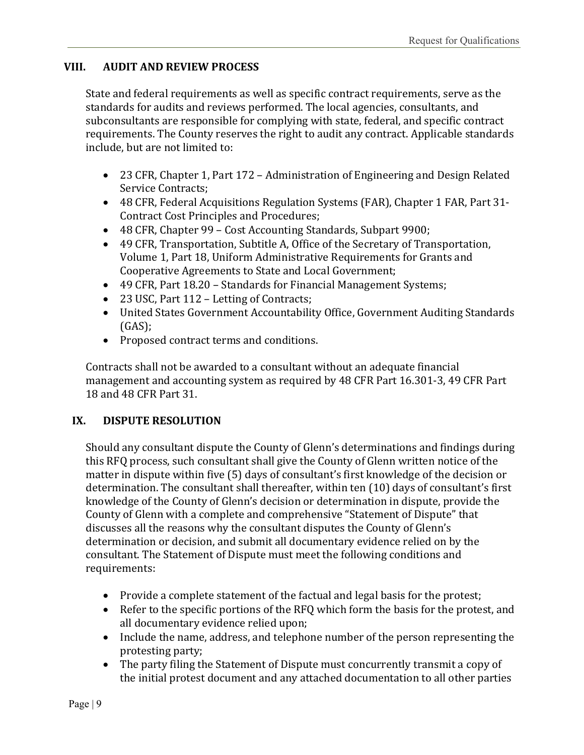## VIII. AUDIT AND REVIEW PROCESS

State and federal requirements as well as specific contract requirements, serve as the standards for audits and reviews performed. The local agencies, consultants, and subconsultants are responsible for complying with state, federal, and specific contract requirements. The County reserves the right to audit any contract. Applicable standards include, but are not limited to:

- 23 CFR, Chapter 1, Part 172 – Administration of Engineering and Design Related Service Contracts;
- 48 CFR, Federal Acquisitions Regulation Systems (FAR), Chapter 1 FAR, Part 31-Contract Cost Principles and Procedures;
- 48 CFR, Chapter 99 – Cost Accounting Standards, Subpart 9900;
- 49 CFR, Transportation, Subtitle A, Office of the Secretary of Transportation, Volume 1, Part 18, Uniform Administrative Requirements for Grants and Cooperative Agreements to State and Local Government;
- 49 CFR, Part 18.20 – Standards for Financial Management Systems;
- 23 USC, Part 112 – Letting of Contracts;
- United States Government Accountability Office, Government Auditing Standards (GAS);
- Proposed contract terms and conditions.

Contracts shall not be awarded to a consultant without an adequate financial management and accounting system as required by 48 CFR Part 16.301-3, 49 CFR Part 18 and 48 CFR Part 31.

## IX. DISPUTE RESOLUTION

Should any consultant dispute the County of Glenn's determinations and findings during this RFQ process, such consultant shall give the County of Glenn written notice of the matter in dispute within five (5) days of consultant's first knowledge of the decision or determination. The consultant shall thereafter, within ten (10) days of consultant's first knowledge of the County of Glenn's decision or determination in dispute, provide the County of Glenn with a complete and comprehensive "Statement of Dispute" that discusses all the reasons why the consultant disputes the County of Glenn's determination or decision, and submit all documentary evidence relied on by the consultant. The Statement of Dispute must meet the following conditions and requirements:

- Provide a complete statement of the factual and legal basis for the protest;
- Refer to the specific portions of the RFQ which form the basis for the protest, and all documentary evidence relied upon;
- Include the name, address, and telephone number of the person representing the protesting party;
- The party filing the Statement of Dispute must concurrently transmit a copy of the initial protest document and any attached documentation to all other parties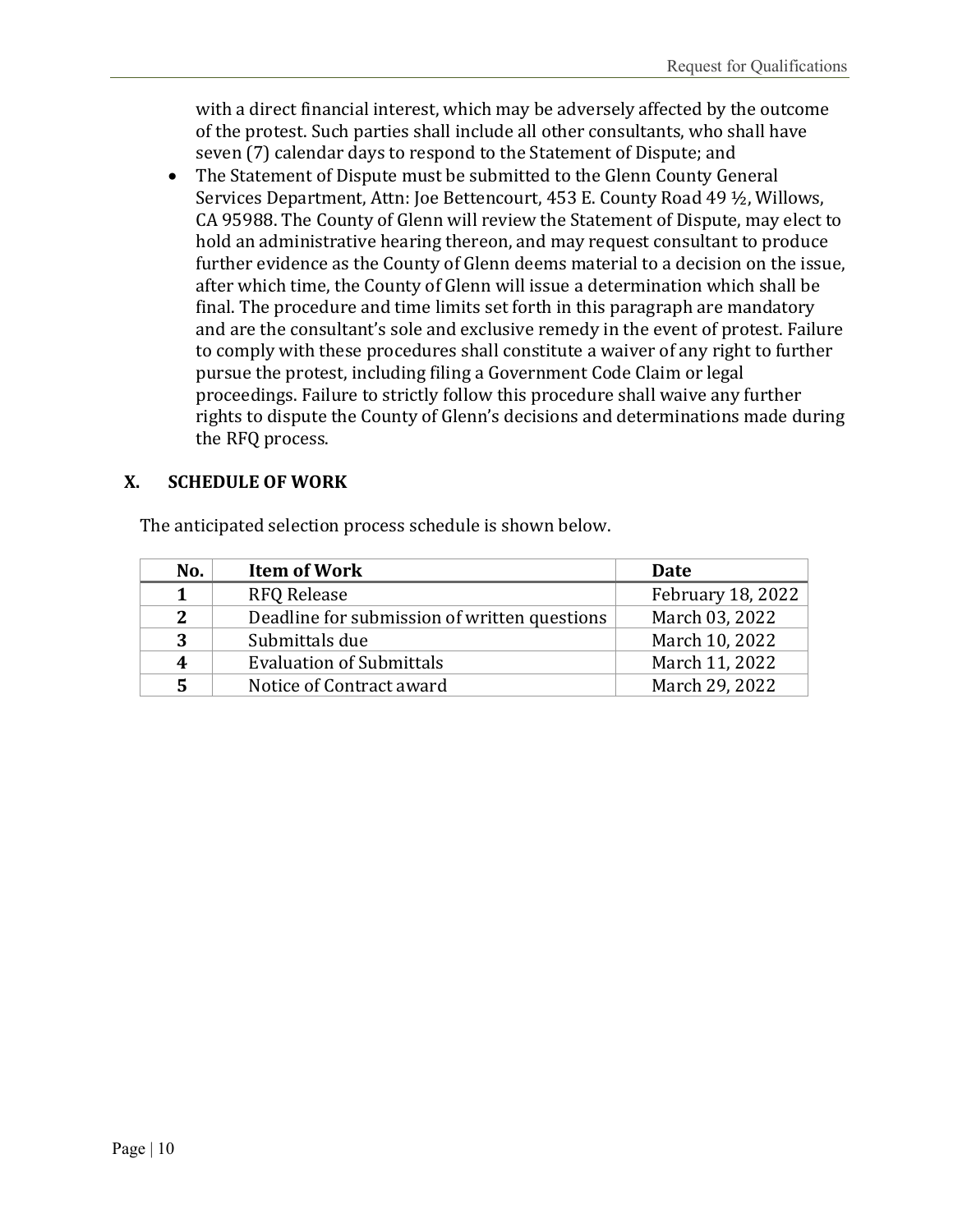with a direct financial interest, which may be adversely affected by the outcome of the protest. Such parties shall include all other consultants, who shall have seven (7) calendar days to respond to the Statement of Dispute; and

- The Statement of Dispute must be submitted to the Glenn County General Services Department, Attn: Joe Bettencourt, 453 E. County Road 49 ½, Willows, CA 95988. The County of Glenn will review the Statement of Dispute, may elect to hold an administrative hearing thereon, and may request consultant to produce further evidence as the County of Glenn deems material to a decision on the issue, after which time, the County of Glenn will issue a determination which shall be final. The procedure and time limits set forth in this paragraph are mandatory and are the consultant's sole and exclusive remedy in the event of protest. Failure to comply with these procedures shall constitute a waiver of any right to further pursue the protest, including filing a Government Code Claim or legal proceedings. Failure to strictly follow this procedure shall waive any further rights to dispute the County of Glenn's decisions and determinations made during the RFQ process.

## X. SCHEDULE OF WORK

The anticipated selection process schedule is shown below.

| No. | Item of Work | Date |
|---|---|---|
| 1 | RFQ Release | February 18, 2022 |
| 2 | Deadline for submission of written questions | March 03, 2022 |
| 3 | Submittals due | March 10, 2022 |
| 4 | Evaluation of Submittals | March 11, 2022 |
| 5 | Notice of Contract award | March 29, 2022 |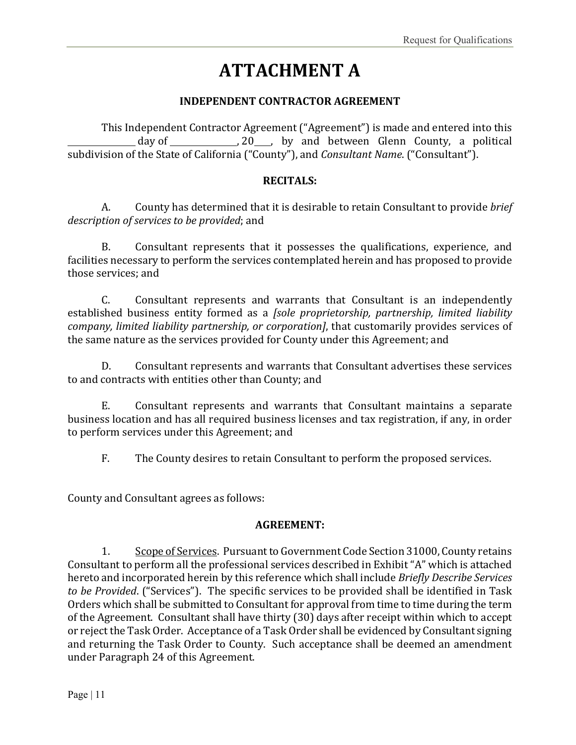# ATTACHMENT A

**INDEPENDENT CONTRACTOR AGREEMENT**

This Independent Contractor Agreement ("Agreement") is made and entered into this _______________ day of _______________, 20___, by and between Glenn County, a political subdivision of the State of California ("County"), and *Consultant Name*. ("Consultant").

**RECITALS:**

A. County has determined that it is desirable to retain Consultant to provide *brief description of services to be provided*; and

B. Consultant represents that it possesses the qualifications, experience, and facilities necessary to perform the services contemplated herein and has proposed to provide those services; and

C. Consultant represents and warrants that Consultant is an independently established business entity formed as a *[sole proprietorship, partnership, limited liability company, limited liability partnership, or corporation]*, that customarily provides services of the same nature as the services provided for County under this Agreement; and

D. Consultant represents and warrants that Consultant advertises these services to and contracts with entities other than County; and

E. Consultant represents and warrants that Consultant maintains a separate business location and has all required business licenses and tax registration, if any, in order to perform services under this Agreement; and

F. The County desires to retain Consultant to perform the proposed services.

County and Consultant agrees as follows:

**AGREEMENT:**

1. Scope of Services. Pursuant to Government Code Section 31000, County retains Consultant to perform all the professional services described in Exhibit "A" which is attached hereto and incorporated herein by this reference which shall include *Briefly Describe Services to be Provided*. ("Services"). The specific services to be provided shall be identified in Task Orders which shall be submitted to Consultant for approval from time to time during the term of the Agreement. Consultant shall have thirty (30) days after receipt within which to accept or reject the Task Order. Acceptance of a Task Order shall be evidenced by Consultant signing and returning the Task Order to County. Such acceptance shall be deemed an amendment under Paragraph 24 of this Agreement.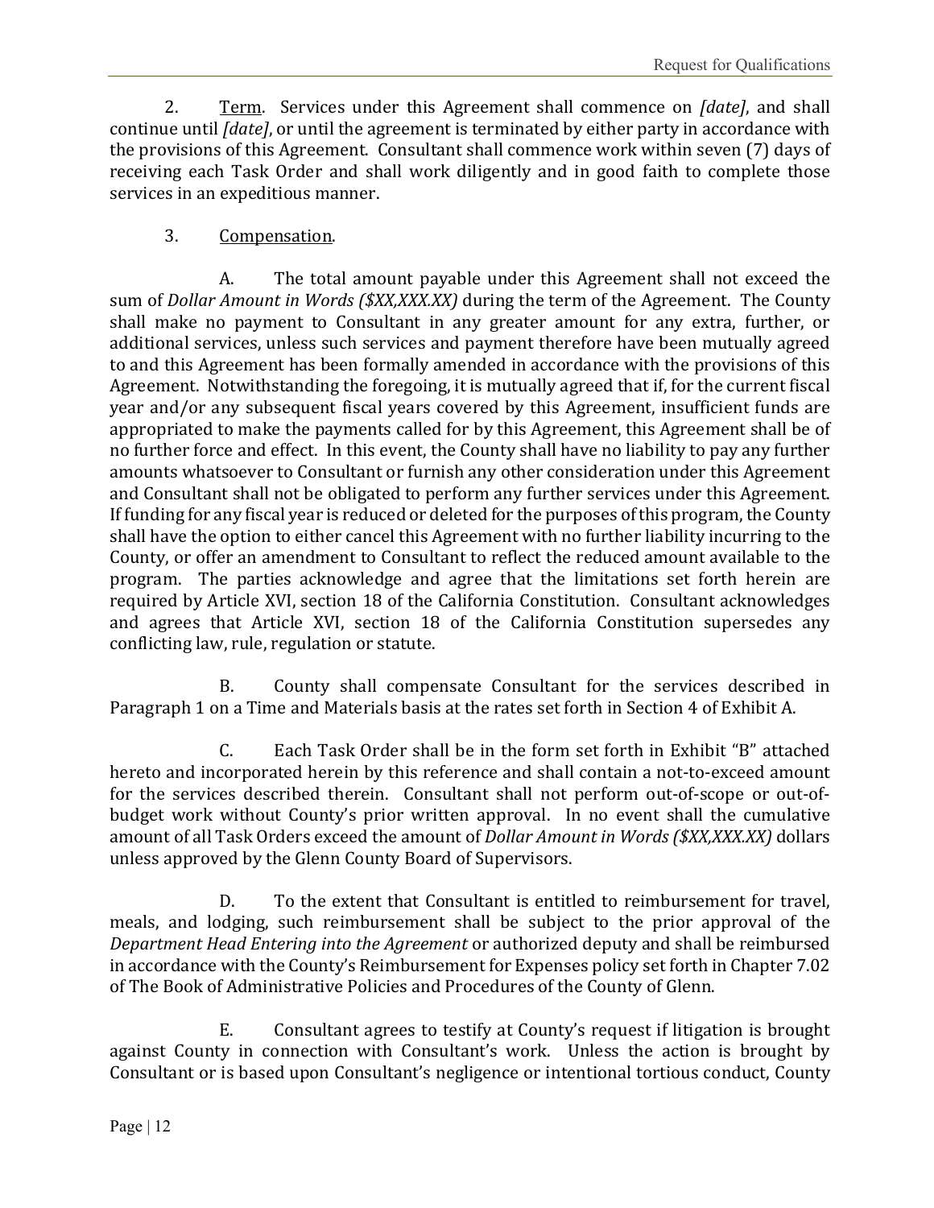2. <u>Term</u>. Services under this Agreement shall commence on *[date]*, and shall continue until *[date]*, or until the agreement is terminated by either party in accordance with the provisions of this Agreement. Consultant shall commence work within seven (7) days of receiving each Task Order and shall work diligently and in good faith to complete those services in an expeditious manner.

3. <u>Compensation</u>.

A. The total amount payable under this Agreement shall not exceed the sum of *Dollar Amount in Words ($XX,XXX.XX)* during the term of the Agreement. The County shall make no payment to Consultant in any greater amount for any extra, further, or additional services, unless such services and payment therefore have been mutually agreed to and this Agreement has been formally amended in accordance with the provisions of this Agreement. Notwithstanding the foregoing, it is mutually agreed that if, for the current fiscal year and/or any subsequent fiscal years covered by this Agreement, insufficient funds are appropriated to make the payments called for by this Agreement, this Agreement shall be of no further force and effect. In this event, the County shall have no liability to pay any further amounts whatsoever to Consultant or furnish any other consideration under this Agreement and Consultant shall not be obligated to perform any further services under this Agreement. If funding for any fiscal year is reduced or deleted for the purposes of this program, the County shall have the option to either cancel this Agreement with no further liability incurring to the County, or offer an amendment to Consultant to reflect the reduced amount available to the program. The parties acknowledge and agree that the limitations set forth herein are required by Article XVI, section 18 of the California Constitution. Consultant acknowledges and agrees that Article XVI, section 18 of the California Constitution supersedes any conflicting law, rule, regulation or statute.

B. County shall compensate Consultant for the services described in Paragraph 1 on a Time and Materials basis at the rates set forth in Section 4 of Exhibit A.

C. Each Task Order shall be in the form set forth in Exhibit "B" attached hereto and incorporated herein by this reference and shall contain a not-to-exceed amount for the services described therein. Consultant shall not perform out-of-scope or out-of-budget work without County's prior written approval. In no event shall the cumulative amount of all Task Orders exceed the amount of *Dollar Amount in Words ($XX,XXX.XX)* dollars unless approved by the Glenn County Board of Supervisors.

D. To the extent that Consultant is entitled to reimbursement for travel, meals, and lodging, such reimbursement shall be subject to the prior approval of the *Department Head Entering into the Agreement* or authorized deputy and shall be reimbursed in accordance with the County's Reimbursement for Expenses policy set forth in Chapter 7.02 of The Book of Administrative Policies and Procedures of the County of Glenn.

E. Consultant agrees to testify at County's request if litigation is brought against County in connection with Consultant's work. Unless the action is brought by Consultant or is based upon Consultant's negligence or intentional tortious conduct, County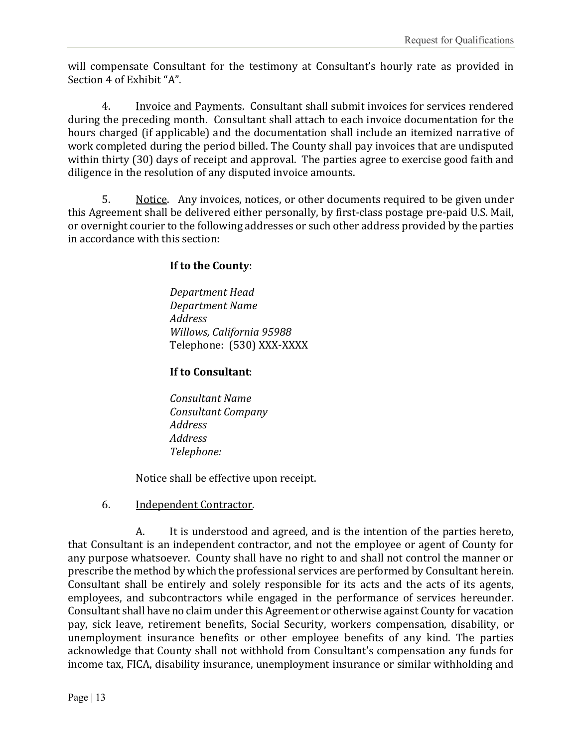will compensate Consultant for the testimony at Consultant's hourly rate as provided in Section 4 of Exhibit "A".

4. Invoice and Payments. Consultant shall submit invoices for services rendered during the preceding month. Consultant shall attach to each invoice documentation for the hours charged (if applicable) and the documentation shall include an itemized narrative of work completed during the period billed. The County shall pay invoices that are undisputed within thirty (30) days of receipt and approval. The parties agree to exercise good faith and diligence in the resolution of any disputed invoice amounts.

5. Notice. Any invoices, notices, or other documents required to be given under this Agreement shall be delivered either personally, by first-class postage pre-paid U.S. Mail, or overnight courier to the following addresses or such other address provided by the parties in accordance with this section:

**If to the County**:

*Department Head*
*Department Name*
*Address*
*Willows, California 95988*
Telephone: (530) XXX-XXXX

**If to Consultant**:

*Consultant Name*
*Consultant Company*
*Address*
*Address*
*Telephone:*

Notice shall be effective upon receipt.

6. Independent Contractor.

A. It is understood and agreed, and is the intention of the parties hereto, that Consultant is an independent contractor, and not the employee or agent of County for any purpose whatsoever. County shall have no right to and shall not control the manner or prescribe the method by which the professional services are performed by Consultant herein. Consultant shall be entirely and solely responsible for its acts and the acts of its agents, employees, and subcontractors while engaged in the performance of services hereunder. Consultant shall have no claim under this Agreement or otherwise against County for vacation pay, sick leave, retirement benefits, Social Security, workers compensation, disability, or unemployment insurance benefits or other employee benefits of any kind. The parties acknowledge that County shall not withhold from Consultant's compensation any funds for income tax, FICA, disability insurance, unemployment insurance or similar withholding and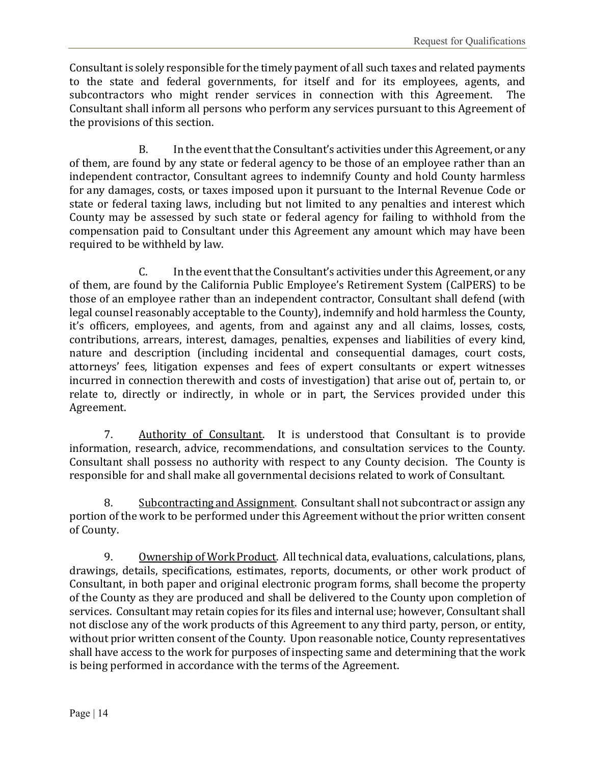Consultant is solely responsible for the timely payment of all such taxes and related payments to the state and federal governments, for itself and for its employees, agents, and subcontractors who might render services in connection with this Agreement. The Consultant shall inform all persons who perform any services pursuant to this Agreement of the provisions of this section.

B. In the event that the Consultant's activities under this Agreement, or any of them, are found by any state or federal agency to be those of an employee rather than an independent contractor, Consultant agrees to indemnify County and hold County harmless for any damages, costs, or taxes imposed upon it pursuant to the Internal Revenue Code or state or federal taxing laws, including but not limited to any penalties and interest which County may be assessed by such state or federal agency for failing to withhold from the compensation paid to Consultant under this Agreement any amount which may have been required to be withheld by law.

C. In the event that the Consultant's activities under this Agreement, or any of them, are found by the California Public Employee's Retirement System (CalPERS) to be those of an employee rather than an independent contractor, Consultant shall defend (with legal counsel reasonably acceptable to the County), indemnify and hold harmless the County, it's officers, employees, and agents, from and against any and all claims, losses, costs, contributions, arrears, interest, damages, penalties, expenses and liabilities of every kind, nature and description (including incidental and consequential damages, court costs, attorneys' fees, litigation expenses and fees of expert consultants or expert witnesses incurred in connection therewith and costs of investigation) that arise out of, pertain to, or relate to, directly or indirectly, in whole or in part, the Services provided under this Agreement.

7. Authority of Consultant. It is understood that Consultant is to provide information, research, advice, recommendations, and consultation services to the County. Consultant shall possess no authority with respect to any County decision. The County is responsible for and shall make all governmental decisions related to work of Consultant.

8. Subcontracting and Assignment. Consultant shall not subcontract or assign any portion of the work to be performed under this Agreement without the prior written consent of County.

9. Ownership of Work Product. All technical data, evaluations, calculations, plans, drawings, details, specifications, estimates, reports, documents, or other work product of Consultant, in both paper and original electronic program forms, shall become the property of the County as they are produced and shall be delivered to the County upon completion of services. Consultant may retain copies for its files and internal use; however, Consultant shall not disclose any of the work products of this Agreement to any third party, person, or entity, without prior written consent of the County. Upon reasonable notice, County representatives shall have access to the work for purposes of inspecting same and determining that the work is being performed in accordance with the terms of the Agreement.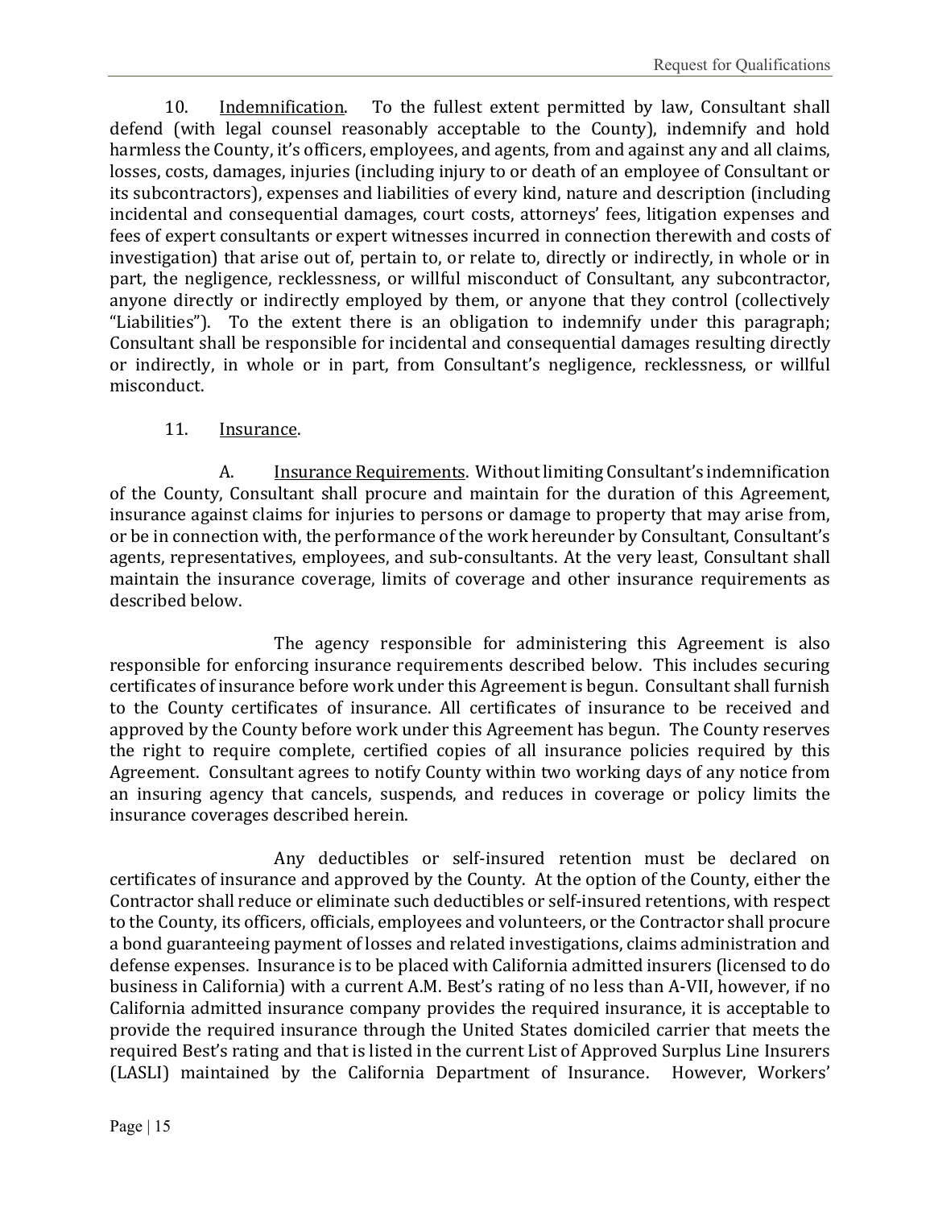10. <u>Indemnification</u>. To the fullest extent permitted by law, Consultant shall defend (with legal counsel reasonably acceptable to the County), indemnify and hold harmless the County, it's officers, employees, and agents, from and against any and all claims, losses, costs, damages, injuries (including injury to or death of an employee of Consultant or its subcontractors), expenses and liabilities of every kind, nature and description (including incidental and consequential damages, court costs, attorneys' fees, litigation expenses and fees of expert consultants or expert witnesses incurred in connection therewith and costs of investigation) that arise out of, pertain to, or relate to, directly or indirectly, in whole or in part, the negligence, recklessness, or willful misconduct of Consultant, any subcontractor, anyone directly or indirectly employed by them, or anyone that they control (collectively "Liabilities"). To the extent there is an obligation to indemnify under this paragraph; Consultant shall be responsible for incidental and consequential damages resulting directly or indirectly, in whole or in part, from Consultant's negligence, recklessness, or willful misconduct.

11. <u>Insurance</u>.

A. <u>Insurance Requirements</u>. Without limiting Consultant's indemnification of the County, Consultant shall procure and maintain for the duration of this Agreement, insurance against claims for injuries to persons or damage to property that may arise from, or be in connection with, the performance of the work hereunder by Consultant, Consultant's agents, representatives, employees, and sub-consultants. At the very least, Consultant shall maintain the insurance coverage, limits of coverage and other insurance requirements as described below.

The agency responsible for administering this Agreement is also responsible for enforcing insurance requirements described below. This includes securing certificates of insurance before work under this Agreement is begun. Consultant shall furnish to the County certificates of insurance. All certificates of insurance to be received and approved by the County before work under this Agreement has begun. The County reserves the right to require complete, certified copies of all insurance policies required by this Agreement. Consultant agrees to notify County within two working days of any notice from an insuring agency that cancels, suspends, and reduces in coverage or policy limits the insurance coverages described herein.

Any deductibles or self-insured retention must be declared on certificates of insurance and approved by the County. At the option of the County, either the Contractor shall reduce or eliminate such deductibles or self-insured retentions, with respect to the County, its officers, officials, employees and volunteers, or the Contractor shall procure a bond guaranteeing payment of losses and related investigations, claims administration and defense expenses. Insurance is to be placed with California admitted insurers (licensed to do business in California) with a current A.M. Best's rating of no less than A-VII, however, if no California admitted insurance company provides the required insurance, it is acceptable to provide the required insurance through the United States domiciled carrier that meets the required Best's rating and that is listed in the current List of Approved Surplus Line Insurers (LASLI) maintained by the California Department of Insurance. However, Workers'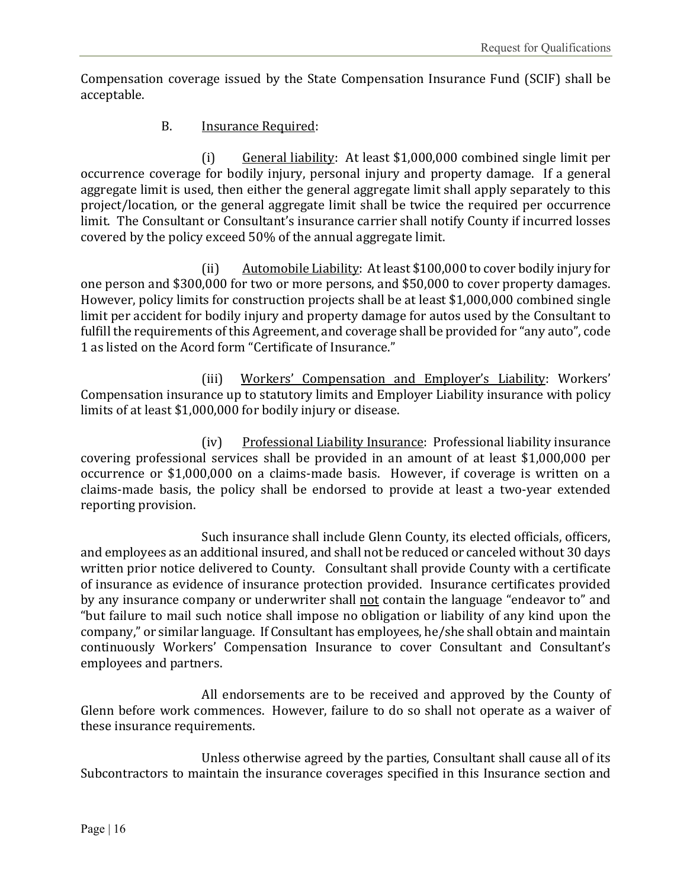Compensation coverage issued by the State Compensation Insurance Fund (SCIF) shall be acceptable.

B. Insurance Required:

(i) General liability: At least $1,000,000 combined single limit per occurrence coverage for bodily injury, personal injury and property damage. If a general aggregate limit is used, then either the general aggregate limit shall apply separately to this project/location, or the general aggregate limit shall be twice the required per occurrence limit. The Consultant or Consultant's insurance carrier shall notify County if incurred losses covered by the policy exceed 50% of the annual aggregate limit.

(ii) Automobile Liability: At least $100,000 to cover bodily injury for one person and $300,000 for two or more persons, and $50,000 to cover property damages. However, policy limits for construction projects shall be at least $1,000,000 combined single limit per accident for bodily injury and property damage for autos used by the Consultant to fulfill the requirements of this Agreement, and coverage shall be provided for "any auto", code 1 as listed on the Acord form "Certificate of Insurance."

(iii) Workers' Compensation and Employer's Liability: Workers' Compensation insurance up to statutory limits and Employer Liability insurance with policy limits of at least $1,000,000 for bodily injury or disease.

(iv) Professional Liability Insurance: Professional liability insurance covering professional services shall be provided in an amount of at least $1,000,000 per occurrence or $1,000,000 on a claims-made basis. However, if coverage is written on a claims-made basis, the policy shall be endorsed to provide at least a two-year extended reporting provision.

Such insurance shall include Glenn County, its elected officials, officers, and employees as an additional insured, and shall not be reduced or canceled without 30 days written prior notice delivered to County. Consultant shall provide County with a certificate of insurance as evidence of insurance protection provided. Insurance certificates provided by any insurance company or underwriter shall not contain the language "endeavor to" and "but failure to mail such notice shall impose no obligation or liability of any kind upon the company," or similar language. If Consultant has employees, he/she shall obtain and maintain continuously Workers' Compensation Insurance to cover Consultant and Consultant's employees and partners.

All endorsements are to be received and approved by the County of Glenn before work commences. However, failure to do so shall not operate as a waiver of these insurance requirements.

Unless otherwise agreed by the parties, Consultant shall cause all of its Subcontractors to maintain the insurance coverages specified in this Insurance section and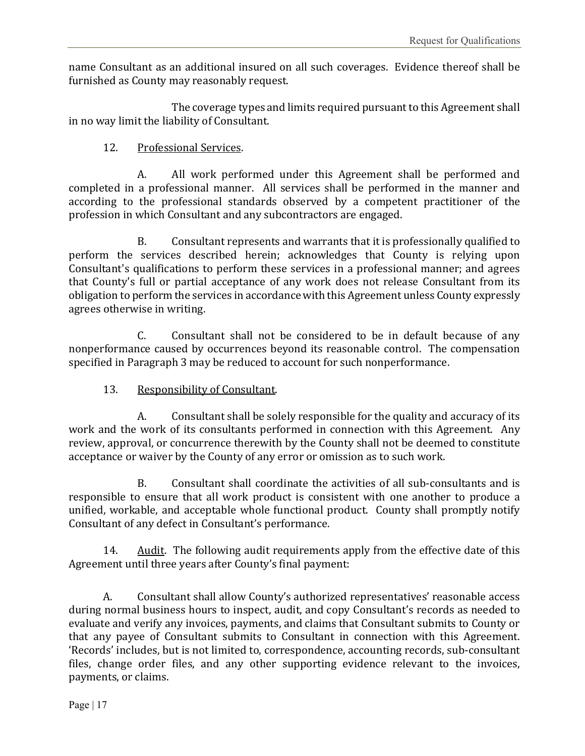name Consultant as an additional insured on all such coverages. Evidence thereof shall be furnished as County may reasonably request.

The coverage types and limits required pursuant to this Agreement shall in no way limit the liability of Consultant.

12. Professional Services.

A. All work performed under this Agreement shall be performed and completed in a professional manner. All services shall be performed in the manner and according to the professional standards observed by a competent practitioner of the profession in which Consultant and any subcontractors are engaged.

B. Consultant represents and warrants that it is professionally qualified to perform the services described herein; acknowledges that County is relying upon Consultant's qualifications to perform these services in a professional manner; and agrees that County's full or partial acceptance of any work does not release Consultant from its obligation to perform the services in accordance with this Agreement unless County expressly agrees otherwise in writing.

C. Consultant shall not be considered to be in default because of any nonperformance caused by occurrences beyond its reasonable control. The compensation specified in Paragraph 3 may be reduced to account for such nonperformance.

13. Responsibility of Consultant.

A. Consultant shall be solely responsible for the quality and accuracy of its work and the work of its consultants performed in connection with this Agreement. Any review, approval, or concurrence therewith by the County shall not be deemed to constitute acceptance or waiver by the County of any error or omission as to such work.

B. Consultant shall coordinate the activities of all sub-consultants and is responsible to ensure that all work product is consistent with one another to produce a unified, workable, and acceptable whole functional product. County shall promptly notify Consultant of any defect in Consultant's performance.

14. Audit. The following audit requirements apply from the effective date of this Agreement until three years after County's final payment:

A. Consultant shall allow County's authorized representatives' reasonable access during normal business hours to inspect, audit, and copy Consultant's records as needed to evaluate and verify any invoices, payments, and claims that Consultant submits to County or that any payee of Consultant submits to Consultant in connection with this Agreement. 'Records' includes, but is not limited to, correspondence, accounting records, sub-consultant files, change order files, and any other supporting evidence relevant to the invoices, payments, or claims.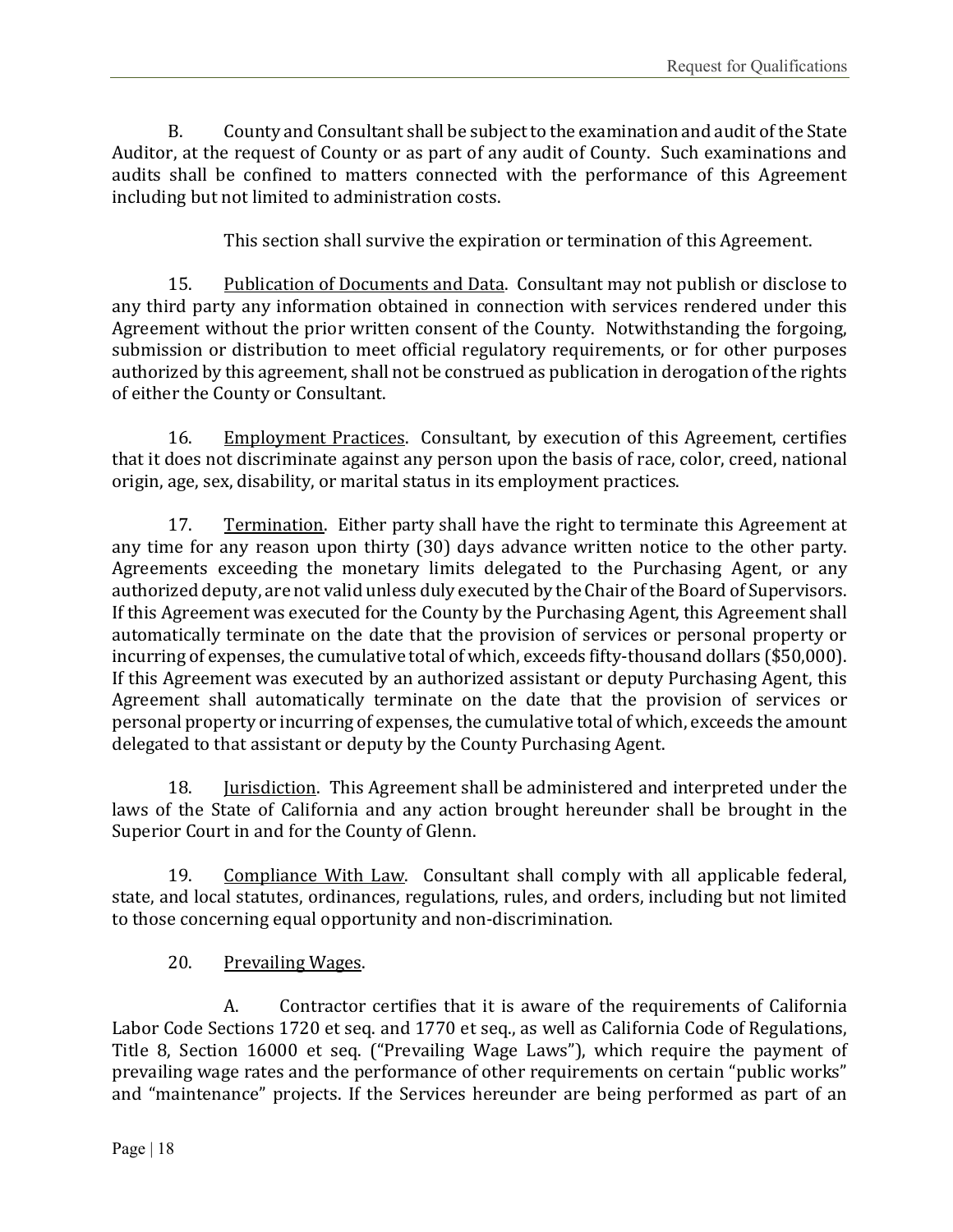B. County and Consultant shall be subject to the examination and audit of the State Auditor, at the request of County or as part of any audit of County. Such examinations and audits shall be confined to matters connected with the performance of this Agreement including but not limited to administration costs.

This section shall survive the expiration or termination of this Agreement.

15. <u>Publication of Documents and Data</u>. Consultant may not publish or disclose to any third party any information obtained in connection with services rendered under this Agreement without the prior written consent of the County. Notwithstanding the forgoing, submission or distribution to meet official regulatory requirements, or for other purposes authorized by this agreement, shall not be construed as publication in derogation of the rights of either the County or Consultant.

16. <u>Employment Practices</u>. Consultant, by execution of this Agreement, certifies that it does not discriminate against any person upon the basis of race, color, creed, national origin, age, sex, disability, or marital status in its employment practices.

17. <u>Termination</u>. Either party shall have the right to terminate this Agreement at any time for any reason upon thirty (30) days advance written notice to the other party. Agreements exceeding the monetary limits delegated to the Purchasing Agent, or any authorized deputy, are not valid unless duly executed by the Chair of the Board of Supervisors. If this Agreement was executed for the County by the Purchasing Agent, this Agreement shall automatically terminate on the date that the provision of services or personal property or incurring of expenses, the cumulative total of which, exceeds fifty-thousand dollars ($50,000). If this Agreement was executed by an authorized assistant or deputy Purchasing Agent, this Agreement shall automatically terminate on the date that the provision of services or personal property or incurring of expenses, the cumulative total of which, exceeds the amount delegated to that assistant or deputy by the County Purchasing Agent.

18. <u>Jurisdiction</u>. This Agreement shall be administered and interpreted under the laws of the State of California and any action brought hereunder shall be brought in the Superior Court in and for the County of Glenn.

19. <u>Compliance With Law</u>. Consultant shall comply with all applicable federal, state, and local statutes, ordinances, regulations, rules, and orders, including but not limited to those concerning equal opportunity and non-discrimination.

20. <u>Prevailing Wages</u>.

A. Contractor certifies that it is aware of the requirements of California Labor Code Sections 1720 et seq. and 1770 et seq., as well as California Code of Regulations, Title 8, Section 16000 et seq. ("Prevailing Wage Laws"), which require the payment of prevailing wage rates and the performance of other requirements on certain "public works" and "maintenance" projects. If the Services hereunder are being performed as part of an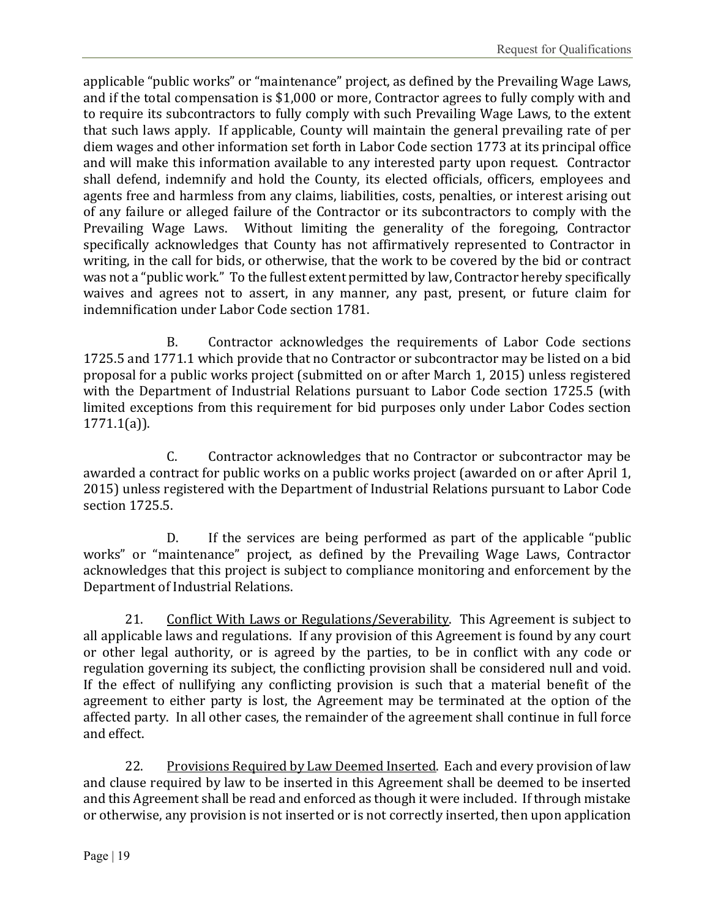applicable "public works" or "maintenance" project, as defined by the Prevailing Wage Laws, and if the total compensation is $1,000 or more, Contractor agrees to fully comply with and to require its subcontractors to fully comply with such Prevailing Wage Laws, to the extent that such laws apply. If applicable, County will maintain the general prevailing rate of per diem wages and other information set forth in Labor Code section 1773 at its principal office and will make this information available to any interested party upon request. Contractor shall defend, indemnify and hold the County, its elected officials, officers, employees and agents free and harmless from any claims, liabilities, costs, penalties, or interest arising out of any failure or alleged failure of the Contractor or its subcontractors to comply with the Prevailing Wage Laws. Without limiting the generality of the foregoing, Contractor specifically acknowledges that County has not affirmatively represented to Contractor in writing, in the call for bids, or otherwise, that the work to be covered by the bid or contract was not a "public work." To the fullest extent permitted by law, Contractor hereby specifically waives and agrees not to assert, in any manner, any past, present, or future claim for indemnification under Labor Code section 1781.

B. Contractor acknowledges the requirements of Labor Code sections 1725.5 and 1771.1 which provide that no Contractor or subcontractor may be listed on a bid proposal for a public works project (submitted on or after March 1, 2015) unless registered with the Department of Industrial Relations pursuant to Labor Code section 1725.5 (with limited exceptions from this requirement for bid purposes only under Labor Codes section 1771.1(a)).

C. Contractor acknowledges that no Contractor or subcontractor may be awarded a contract for public works on a public works project (awarded on or after April 1, 2015) unless registered with the Department of Industrial Relations pursuant to Labor Code section 1725.5.

D. If the services are being performed as part of the applicable "public works" or "maintenance" project, as defined by the Prevailing Wage Laws, Contractor acknowledges that this project is subject to compliance monitoring and enforcement by the Department of Industrial Relations.

21. <u>Conflict With Laws or Regulations/Severability</u>. This Agreement is subject to all applicable laws and regulations. If any provision of this Agreement is found by any court or other legal authority, or is agreed by the parties, to be in conflict with any code or regulation governing its subject, the conflicting provision shall be considered null and void. If the effect of nullifying any conflicting provision is such that a material benefit of the agreement to either party is lost, the Agreement may be terminated at the option of the affected party. In all other cases, the remainder of the agreement shall continue in full force and effect.

22. <u>Provisions Required by Law Deemed Inserted</u>. Each and every provision of law and clause required by law to be inserted in this Agreement shall be deemed to be inserted and this Agreement shall be read and enforced as though it were included. If through mistake or otherwise, any provision is not inserted or is not correctly inserted, then upon application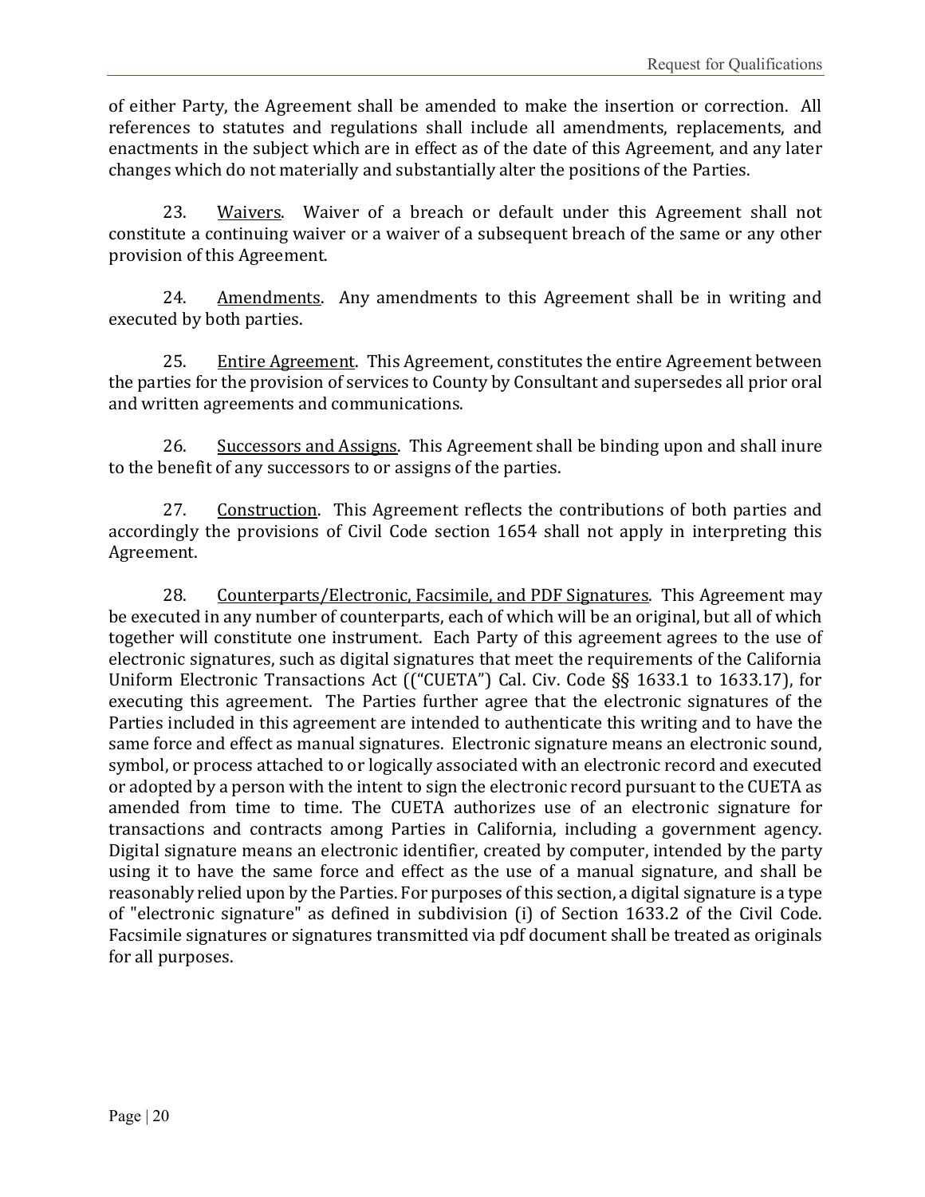of either Party, the Agreement shall be amended to make the insertion or correction. All references to statutes and regulations shall include all amendments, replacements, and enactments in the subject which are in effect as of the date of this Agreement, and any later changes which do not materially and substantially alter the positions of the Parties.

23. Waivers. Waiver of a breach or default under this Agreement shall not constitute a continuing waiver or a waiver of a subsequent breach of the same or any other provision of this Agreement.

24. Amendments. Any amendments to this Agreement shall be in writing and executed by both parties.

25. Entire Agreement. This Agreement, constitutes the entire Agreement between the parties for the provision of services to County by Consultant and supersedes all prior oral and written agreements and communications.

26. Successors and Assigns. This Agreement shall be binding upon and shall inure to the benefit of any successors to or assigns of the parties.

27. Construction. This Agreement reflects the contributions of both parties and accordingly the provisions of Civil Code section 1654 shall not apply in interpreting this Agreement.

28. Counterparts/Electronic, Facsimile, and PDF Signatures. This Agreement may be executed in any number of counterparts, each of which will be an original, but all of which together will constitute one instrument. Each Party of this agreement agrees to the use of electronic signatures, such as digital signatures that meet the requirements of the California Uniform Electronic Transactions Act (("CUETA") Cal. Civ. Code §§ 1633.1 to 1633.17), for executing this agreement. The Parties further agree that the electronic signatures of the Parties included in this agreement are intended to authenticate this writing and to have the same force and effect as manual signatures. Electronic signature means an electronic sound, symbol, or process attached to or logically associated with an electronic record and executed or adopted by a person with the intent to sign the electronic record pursuant to the CUETA as amended from time to time. The CUETA authorizes use of an electronic signature for transactions and contracts among Parties in California, including a government agency. Digital signature means an electronic identifier, created by computer, intended by the party using it to have the same force and effect as the use of a manual signature, and shall be reasonably relied upon by the Parties. For purposes of this section, a digital signature is a type of "electronic signature" as defined in subdivision (i) of Section 1633.2 of the Civil Code. Facsimile signatures or signatures transmitted via pdf document shall be treated as originals for all purposes.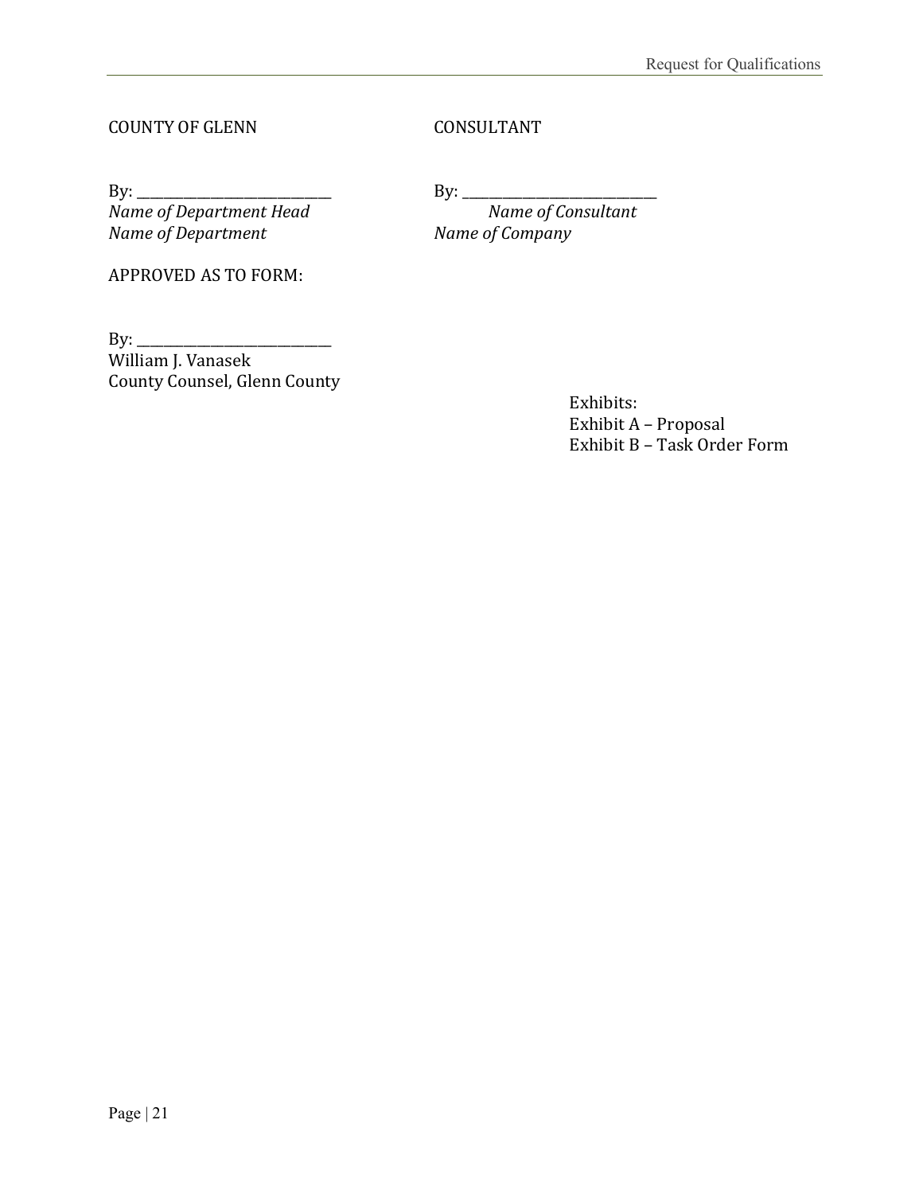COUNTY OF GLENN

By: ____________________________
*Name of Department Head*
*Name of Department*

APPROVED AS TO FORM:

By: ____________________________
William J. Vanasek
County Counsel, Glenn County

CONSULTANT

By: ____________________________
*Name of Consultant*
*Name of Company*

Exhibits:
Exhibit A – Proposal
Exhibit B – Task Order Form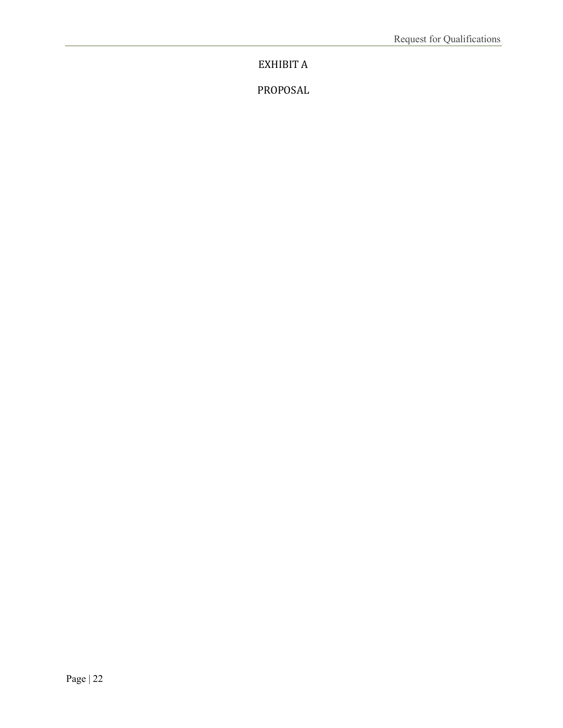# EXHIBIT A

# PROPOSAL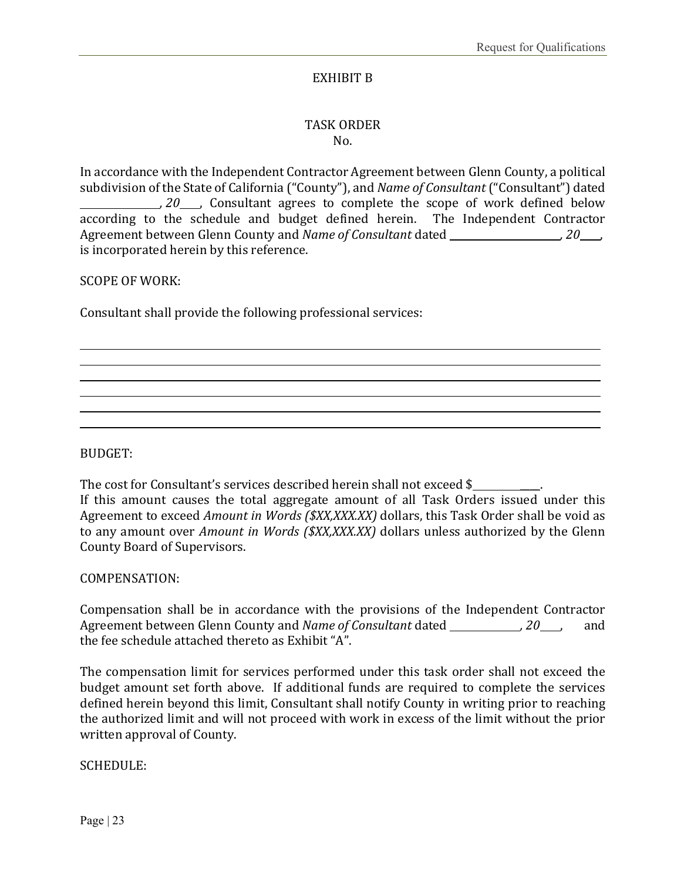# EXHIBIT B

## TASK ORDER
No.

In accordance with the Independent Contractor Agreement between Glenn County, a political subdivision of the State of California ("County"), and *Name of Consultant* ("Consultant") dated \_\_\_\_\_\_\_\_\_\_\_\_\_\_\_, *20*\_\_\_\_, Consultant agrees to complete the scope of work defined below according to the schedule and budget defined herein. The Independent Contractor Agreement between Glenn County and *Name of Consultant* dated \_\_\_\_\_\_\_\_\_\_\_\_\_\_\_\_\_\_\_\_\_\_\_, *20*\_\_\_\_, is incorporated herein by this reference.

SCOPE OF WORK:

Consultant shall provide the following professional services:

\_\_\_\_\_\_\_\_\_\_\_\_\_\_\_\_\_\_\_\_\_\_\_\_\_\_\_\_\_\_\_\_\_\_\_\_\_\_\_\_\_\_\_\_\_\_\_\_\_\_\_\_\_\_\_\_\_\_\_\_\_\_\_\_\_\_\_\_\_\_\_\_\_\_\_\_\_\_\_\_

\_\_\_\_\_\_\_\_\_\_\_\_\_\_\_\_\_\_\_\_\_\_\_\_\_\_\_\_\_\_\_\_\_\_\_\_\_\_\_\_\_\_\_\_\_\_\_\_\_\_\_\_\_\_\_\_\_\_\_\_\_\_\_\_\_\_\_\_\_\_\_\_\_\_\_\_\_\_\_\_

\_\_\_\_\_\_\_\_\_\_\_\_\_\_\_\_\_\_\_\_\_\_\_\_\_\_\_\_\_\_\_\_\_\_\_\_\_\_\_\_\_\_\_\_\_\_\_\_\_\_\_\_\_\_\_\_\_\_\_\_\_\_\_\_\_\_\_\_\_\_\_\_\_\_\_\_\_\_\_\_

\_\_\_\_\_\_\_\_\_\_\_\_\_\_\_\_\_\_\_\_\_\_\_\_\_\_\_\_\_\_\_\_\_\_\_\_\_\_\_\_\_\_\_\_\_\_\_\_\_\_\_\_\_\_\_\_\_\_\_\_\_\_\_\_\_\_\_\_\_\_\_\_\_\_\_\_\_\_\_\_

\_\_\_\_\_\_\_\_\_\_\_\_\_\_\_\_\_\_\_\_\_\_\_\_\_\_\_\_\_\_\_\_\_\_\_\_\_\_\_\_\_\_\_\_\_\_\_\_\_\_\_\_\_\_\_\_\_\_\_\_\_\_\_\_\_\_\_\_\_\_\_\_\_\_\_\_\_\_\_\_

\_\_\_\_\_\_\_\_\_\_\_\_\_\_\_\_\_\_\_\_\_\_\_\_\_\_\_\_\_\_\_\_\_\_\_\_\_\_\_\_\_\_\_\_\_\_\_\_\_\_\_\_\_\_\_\_\_\_\_\_\_\_\_\_\_\_\_\_\_\_\_\_\_\_\_\_\_\_\_\_

BUDGET:

The cost for Consultant's services described herein shall not exceed $\_\_\_\_\_\_\_\_\_\_\_\_\_\_\_.
If this amount causes the total aggregate amount of all Task Orders issued under this Agreement to exceed *Amount in Words ($XX,XXX.XX)* dollars, this Task Order shall be void as to any amount over *Amount in Words ($XX,XXX.XX)* dollars unless authorized by the Glenn County Board of Supervisors.

COMPENSATION:

Compensation shall be in accordance with the provisions of the Independent Contractor Agreement between Glenn County and *Name of Consultant* dated \_\_\_\_\_\_\_\_\_\_\_\_\_\_, *20*\_\_\_\_, and the fee schedule attached thereto as Exhibit "A".

The compensation limit for services performed under this task order shall not exceed the budget amount set forth above. If additional funds are required to complete the services defined herein beyond this limit, Consultant shall notify County in writing prior to reaching the authorized limit and will not proceed with work in excess of the limit without the prior written approval of County.

SCHEDULE: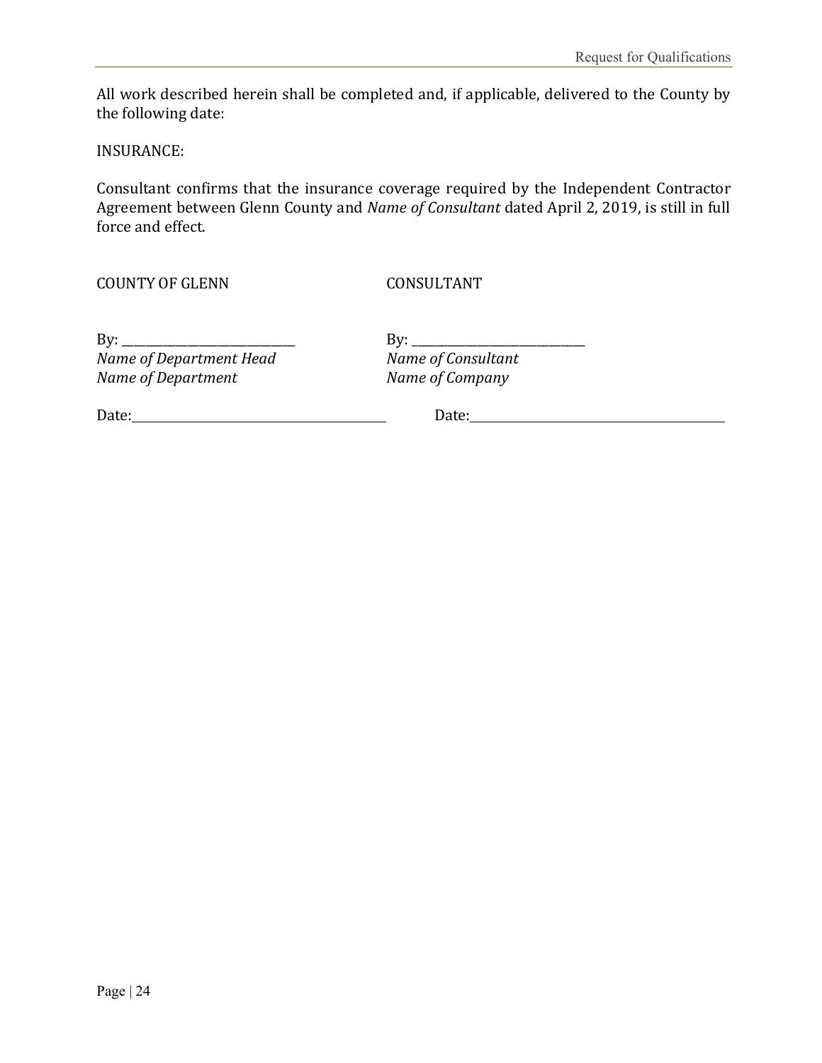All work described herein shall be completed and, if applicable, delivered to the County by the following date:

INSURANCE:

Consultant confirms that the insurance coverage required by the Independent Contractor Agreement between Glenn County and *Name of Consultant* dated April 2, 2019, is still in full force and effect.

COUNTY OF GLENN

By: ___________________________
*Name of Department Head*
*Name of Department*

Date: ___________________________

CONSULTANT

By: ___________________________
*Name of Consultant*
*Name of Company*

Date: ___________________________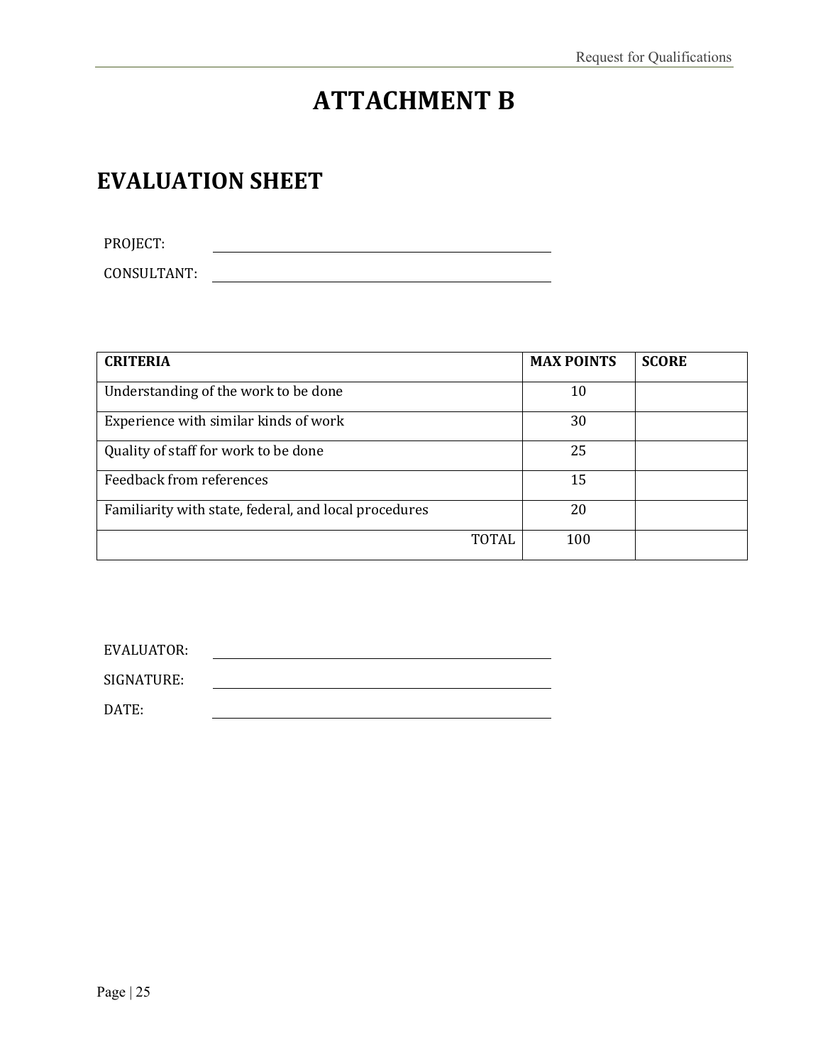# ATTACHMENT B

## EVALUATION SHEET

PROJECT: ______________________________

CONSULTANT: ______________________________

| CRITERIA | MAX POINTS | SCORE |
|---|---|---|
| Understanding of the work to be done | 10 | |
| Experience with similar kinds of work | 30 | |
| Quality of staff for work to be done | 25 | |
| Feedback from references | 15 | |
| Familiarity with state, federal, and local procedures | 20 | |
| TOTAL | 100 | |

EVALUATOR: ______________________________

SIGNATURE: ______________________________

DATE: ______________________________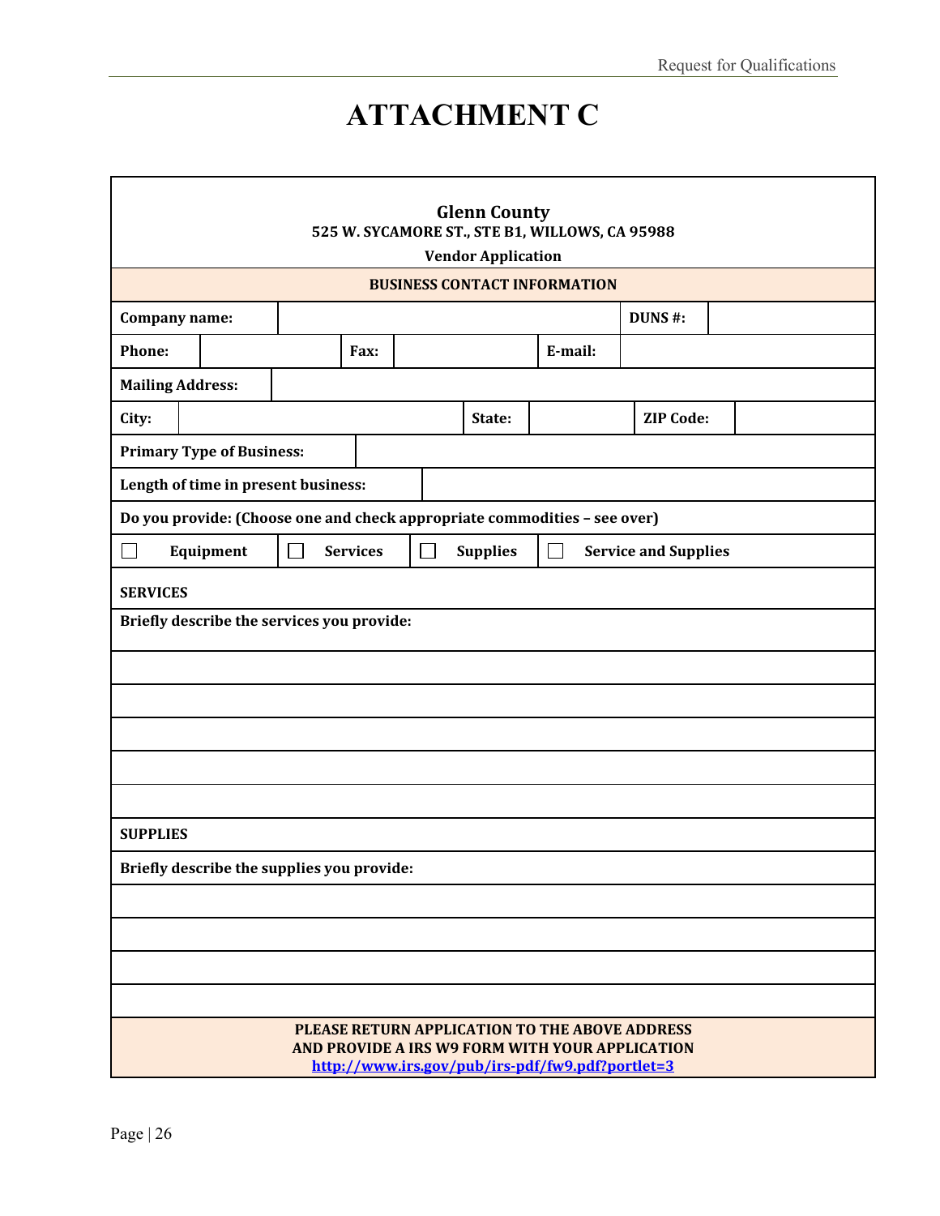# ATTACHMENT C

**Glenn County**
**525 W. SYCAMORE ST., STE B1, WILLOWS, CA 95988**
**Vendor Application**

| **BUSINESS CONTACT INFORMATION** | | | | | |
|---|---|---|---|---|---|
| **Company name:** | | | | **DUNS #:** | |
| **Phone:** | | **Fax:** | | **E-mail:** | |
| **Mailing Address:** | | | | | |
| **City:** | | **State:** | | **ZIP Code:** | |
| **Primary Type of Business:** | | | | | |
| **Length of time in present business:** | | | | | |
| **Do you provide: (Choose one and check appropriate commodities – see over)** | | | | | |
| ☐ **Equipment** | ☐ **Services** | ☐ **Supplies** | ☐ **Service and Supplies** | | |

**SERVICES**

**Briefly describe the services you provide:**

**SUPPLIES**

**Briefly describe the supplies you provide:**

**PLEASE RETURN APPLICATION TO THE ABOVE ADDRESS**
**AND PROVIDE A IRS W9 FORM WITH YOUR APPLICATION**
**http://www.irs.gov/pub/irs-pdf/fw9.pdf?portlet=3**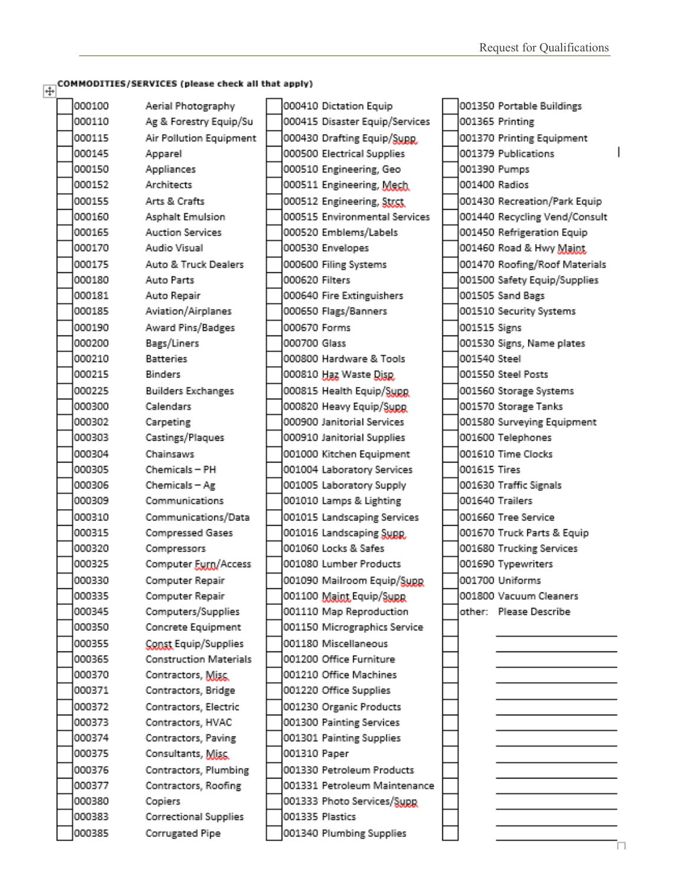**COMMODITIES/SERVICES (please check all that apply)**

| | | | | | | | |
|---|---|---|---|---|---|---|---|
| ☐ | 000100 | Aerial Photography | ☐ | 000410 Dictation Equip | ☐ | 001350 Portable Buildings | |
| ☐ | 000110 | Ag & Forestry Equip/Su | ☐ | 000415 Disaster Equip/Services | ☐ | 001365 Printing | |
| ☐ | 000115 | Air Pollution Equipment | ☐ | 000430 Drafting Equip/Supp | ☐ | 001370 Printing Equipment | |
| ☐ | 000145 | Apparel | ☐ | 000500 Electrical Supplies | ☐ | 001379 Publications | |
| ☐ | 000150 | Appliances | ☐ | 000510 Engineering, Geo | ☐ | 001390 Pumps | |
| ☐ | 000152 | Architects | ☐ | 000511 Engineering, Mech | ☐ | 001400 Radios | |
| ☐ | 000155 | Arts & Crafts | ☐ | 000512 Engineering, Strct | ☐ | 001430 Recreation/Park Equip | |
| ☐ | 000160 | Asphalt Emulsion | ☐ | 000515 Environmental Services | ☐ | 001440 Recycling Vend/Consult | |
| ☐ | 000165 | Auction Services | ☐ | 000520 Emblems/Labels | ☐ | 001450 Refrigeration Equip | |
| ☐ | 000170 | Audio Visual | ☐ | 000530 Envelopes | ☐ | 001460 Road & Hwy Maint | |
| ☐ | 000175 | Auto & Truck Dealers | ☐ | 000600 Filing Systems | ☐ | 001470 Roofing/Roof Materials | |
| ☐ | 000180 | Auto Parts | ☐ | 000620 Filters | ☐ | 001500 Safety Equip/Supplies | |
| ☐ | 000181 | Auto Repair | ☐ | 000640 Fire Extinguishers | ☐ | 001505 Sand Bags | |
| ☐ | 000185 | Aviation/Airplanes | ☐ | 000650 Flags/Banners | ☐ | 001510 Security Systems | |
| ☐ | 000190 | Award Pins/Badges | ☐ | 000670 Forms | ☐ | 001515 Signs | |
| ☐ | 000200 | Bags/Liners | ☐ | 000700 Glass | ☐ | 001530 Signs, Name plates | |
| ☐ | 000210 | Batteries | ☐ | 000800 Hardware & Tools | ☐ | 001540 Steel | |
| ☐ | 000215 | Binders | ☐ | 000810 Haz Waste Disp | ☐ | 001550 Steel Posts | |
| ☐ | 000225 | Builders Exchanges | ☐ | 000815 Health Equip/Supp | ☐ | 001560 Storage Systems | |
| ☐ | 000300 | Calendars | ☐ | 000820 Heavy Equip/Supp | ☐ | 001570 Storage Tanks | |
| ☐ | 000302 | Carpeting | ☐ | 000900 Janitorial Services | ☐ | 001580 Surveying Equipment | |
| ☐ | 000303 | Castings/Plaques | ☐ | 000910 Janitorial Supplies | ☐ | 001600 Telephones | |
| ☐ | 000304 | Chainsaws | ☐ | 001000 Kitchen Equipment | ☐ | 001610 Time Clocks | |
| ☐ | 000305 | Chemicals – PH | ☐ | 001004 Laboratory Services | ☐ | 001615 Tires | |
| ☐ | 000306 | Chemicals – Ag | ☐ | 001005 Laboratory Supply | ☐ | 001630 Traffic Signals | |
| ☐ | 000309 | Communications | ☐ | 001010 Lamps & Lighting | ☐ | 001640 Trailers | |
| ☐ | 000310 | Communications/Data | ☐ | 001015 Landscaping Services | ☐ | 001660 Tree Service | |
| ☐ | 000315 | Compressed Gases | ☐ | 001016 Landscaping Supp | ☐ | 001670 Truck Parts & Equip | |
| ☐ | 000320 | Compressors | ☐ | 001060 Locks & Safes | ☐ | 001680 Trucking Services | |
| ☐ | 000325 | Computer Furn/Access | ☐ | 001080 Lumber Products | ☐ | 001690 Typewriters | |
| ☐ | 000330 | Computer Repair | ☐ | 001090 Mailroom Equip/Supp | ☐ | 001700 Uniforms | |
| ☐ | 000335 | Computer Repair | ☐ | 001100 Maint Equip/Supp | ☐ | 001800 Vacuum Cleaners | |
| ☐ | 000345 | Computers/Supplies | ☐ | 001110 Map Reproduction | ☐ | other: | Please Describe |
| ☐ | 000350 | Concrete Equipment | ☐ | 001150 Micrographics Service | ☐ | | ________________ |
| ☐ | 000355 | Const Equip/Supplies | ☐ | 001180 Miscellaneous | ☐ | | ________________ |
| ☐ | 000365 | Construction Materials | ☐ | 001200 Office Furniture | ☐ | | ________________ |
| ☐ | 000370 | Contractors, Misc | ☐ | 001210 Office Machines | ☐ | | ________________ |
| ☐ | 000371 | Contractors, Bridge | ☐ | 001220 Office Supplies | ☐ | | ________________ |
| ☐ | 000372 | Contractors, Electric | ☐ | 001230 Organic Products | ☐ | | ________________ |
| ☐ | 000373 | Contractors, HVAC | ☐ | 001300 Painting Services | ☐ | | ________________ |
| ☐ | 000374 | Contractors, Paving | ☐ | 001301 Painting Supplies | ☐ | | ________________ |
| ☐ | 000375 | Consultants, Misc | ☐ | 001310 Paper | ☐ | | ________________ |
| ☐ | 000376 | Contractors, Plumbing | ☐ | 001330 Petroleum Products | ☐ | | ________________ |
| ☐ | 000377 | Contractors, Roofing | ☐ | 001331 Petroleum Maintenance | ☐ | | ________________ |
| ☐ | 000380 | Copiers | ☐ | 001333 Photo Services/Supp | ☐ | | ________________ |
| ☐ | 000383 | Correctional Supplies | ☐ | 001335 Plastics | ☐ | | ________________ |
| ☐ | 000385 | Corrugated Pipe | ☐ | 001340 Plumbing Supplies | ☐ | | ________________ |